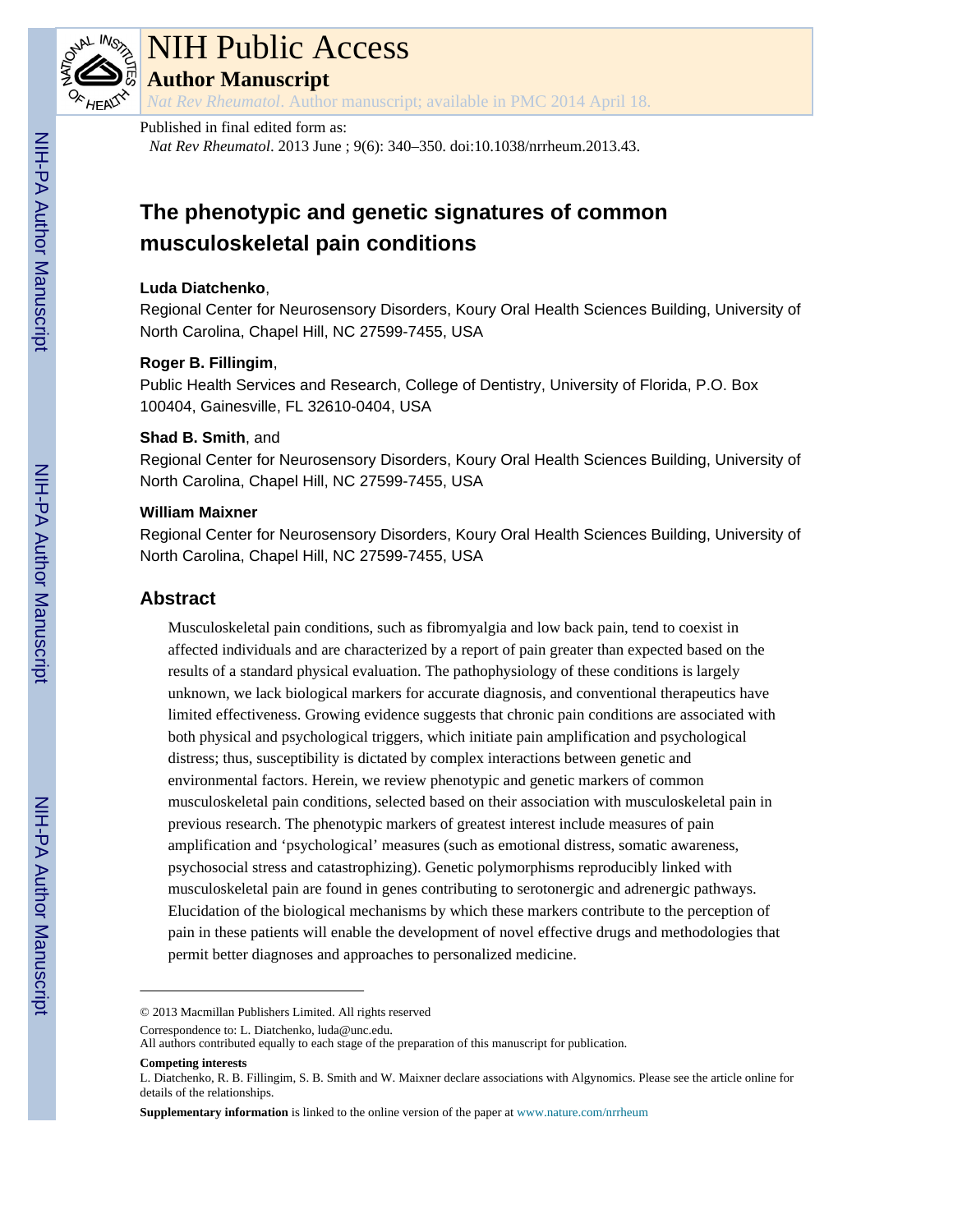# NIH Public Access

## Author Manuscript

*Nat Rev Rheumatol*. Author manuscript; available in PMC 2014 April 18.

Published in final edited form as:

*Nat Rev Rheumatol*. 2013 June ; 9(6): 340–350. doi:10.1038/nrrheum.2013.43.

# The phenotypic and genetic signatures of common musculoskeletal pain conditions

**Luda Diatchenko**,

Regional Center for Neurosensory Disorders, Koury Oral Health Sciences Building, University of North Carolina, Chapel Hill, NC 27599-7455, USA

**Roger B. Fillingim**,

Public Health Services and Research, College of Dentistry, University of Florida, P.O. Box 100404, Gainesville, FL 32610-0404, USA

**Shad B. Smith**, and

Regional Center for Neurosensory Disorders, Koury Oral Health Sciences Building, University of North Carolina, Chapel Hill, NC 27599-7455, USA

**William Maixner**

Regional Center for Neurosensory Disorders, Koury Oral Health Sciences Building, University of North Carolina, Chapel Hill, NC 27599-7455, USA

## Abstract

Musculoskeletal pain conditions, such as fibromyalgia and low back pain, tend to coexist in affected individuals and are characterized by a report of pain greater than expected based on the results of a standard physical evaluation. The pathophysiology of these conditions is largely unknown, we lack biological markers for accurate diagnosis, and conventional therapeutics have limited effectiveness. Growing evidence suggests that chronic pain conditions are associated with both physical and psychological triggers, which initiate pain amplification and psychological distress; thus, susceptibility is dictated by complex interactions between genetic and environmental factors. Herein, we review phenotypic and genetic markers of common musculoskeletal pain conditions, selected based on their association with musculoskeletal pain in previous research. The phenotypic markers of greatest interest include measures of pain amplification and 'psychological' measures (such as emotional distress, somatic awareness, psychosocial stress and catastrophizing). Genetic polymorphisms reproducibly linked with musculoskeletal pain are found in genes contributing to serotonergic and adrenergic pathways. Elucidation of the biological mechanisms by which these markers contribute to the perception of pain in these patients will enable the development of novel effective drugs and methodologies that permit better diagnoses and approaches to personalized medicine.

---

© 2013 Macmillan Publishers Limited. All rights reserved

Correspondence to: L. Diatchenko, luda@unc.edu.

All authors contributed equally to each stage of the preparation of this manuscript for publication.

**Competing interests**

L. Diatchenko, R. B. Fillingim, S. B. Smith and W. Maixner declare associations with Algynomics. Please see the article online for details of the relationships.

**Supplementary information** is linked to the online version of the paper at www.nature.com/nrrheum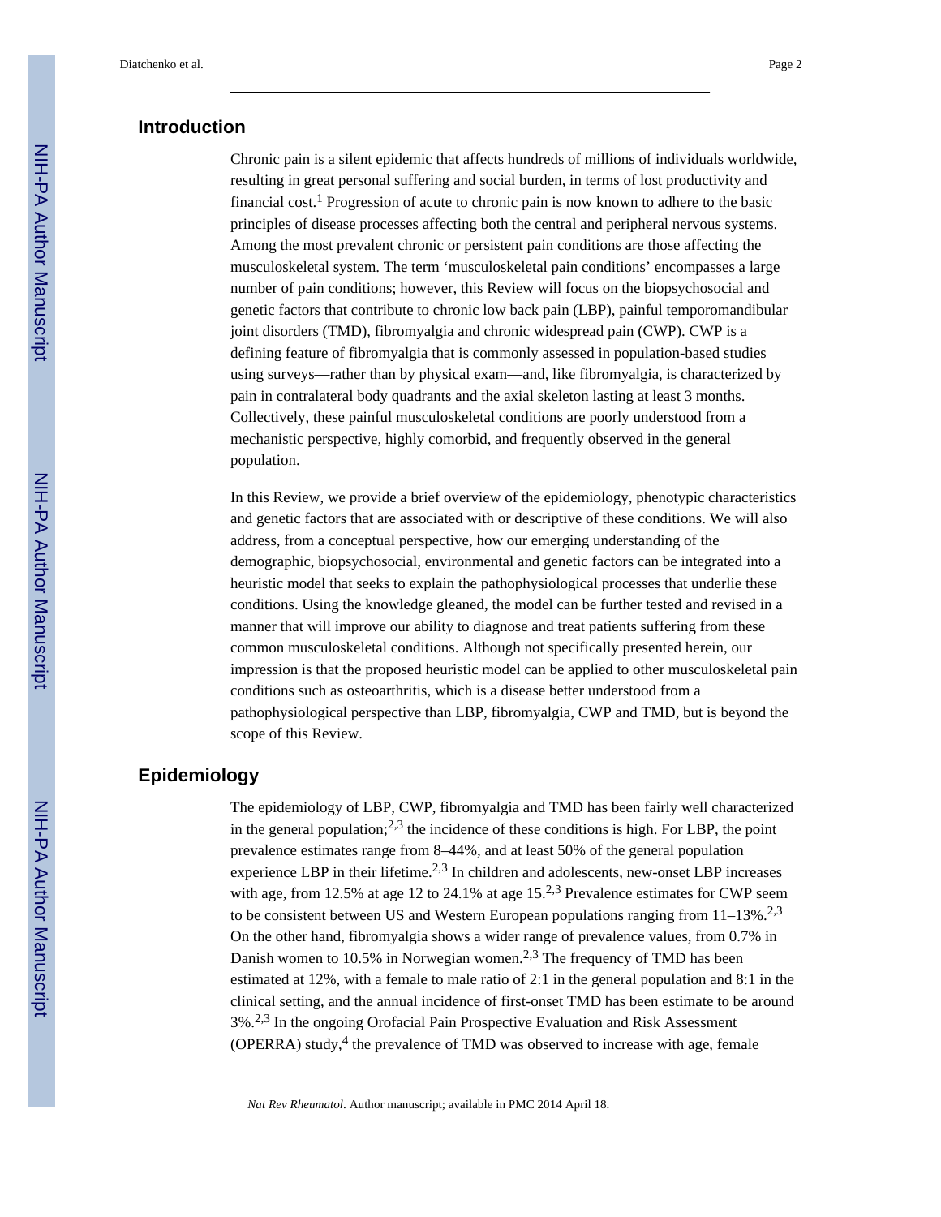## Introduction

Chronic pain is a silent epidemic that affects hundreds of millions of individuals worldwide, resulting in great personal suffering and social burden, in terms of lost productivity and financial cost.[1] Progression of acute to chronic pain is now known to adhere to the basic principles of disease processes affecting both the central and peripheral nervous systems. Among the most prevalent chronic or persistent pain conditions are those affecting the musculoskeletal system. The term 'musculoskeletal pain conditions' encompasses a large number of pain conditions; however, this Review will focus on the biopsychosocial and genetic factors that contribute to chronic low back pain (LBP), painful temporomandibular joint disorders (TMD), fibromyalgia and chronic widespread pain (CWP). CWP is a defining feature of fibromyalgia that is commonly assessed in population-based studies using surveys—rather than by physical exam—and, like fibromyalgia, is characterized by pain in contralateral body quadrants and the axial skeleton lasting at least 3 months. Collectively, these painful musculoskeletal conditions are poorly understood from a mechanistic perspective, highly comorbid, and frequently observed in the general population.

In this Review, we provide a brief overview of the epidemiology, phenotypic characteristics and genetic factors that are associated with or descriptive of these conditions. We will also address, from a conceptual perspective, how our emerging understanding of the demographic, biopsychosocial, environmental and genetic factors can be integrated into a heuristic model that seeks to explain the pathophysiological processes that underlie these conditions. Using the knowledge gleaned, the model can be further tested and revised in a manner that will improve our ability to diagnose and treat patients suffering from these common musculoskeletal conditions. Although not specifically presented herein, our impression is that the proposed heuristic model can be applied to other musculoskeletal pain conditions such as osteoarthritis, which is a disease better understood from a pathophysiological perspective than LBP, fibromyalgia, CWP and TMD, but is beyond the scope of this Review.

## Epidemiology

The epidemiology of LBP, CWP, fibromyalgia and TMD has been fairly well characterized in the general population;[2,3] the incidence of these conditions is high. For LBP, the point prevalence estimates range from 8–44%, and at least 50% of the general population experience LBP in their lifetime.[2,3] In children and adolescents, new-onset LBP increases with age, from 12.5% at age 12 to 24.1% at age 15.[2,3] Prevalence estimates for CWP seem to be consistent between US and Western European populations ranging from 11–13%.[2,3] On the other hand, fibromyalgia shows a wider range of prevalence values, from 0.7% in Danish women to 10.5% in Norwegian women.[2,3] The frequency of TMD has been estimated at 12%, with a female to male ratio of 2:1 in the general population and 8:1 in the clinical setting, and the annual incidence of first-onset TMD has been estimate to be around 3%.[2,3] In the ongoing Orofacial Pain Prospective Evaluation and Risk Assessment (OPERRA) study,[4] the prevalence of TMD was observed to increase with age, female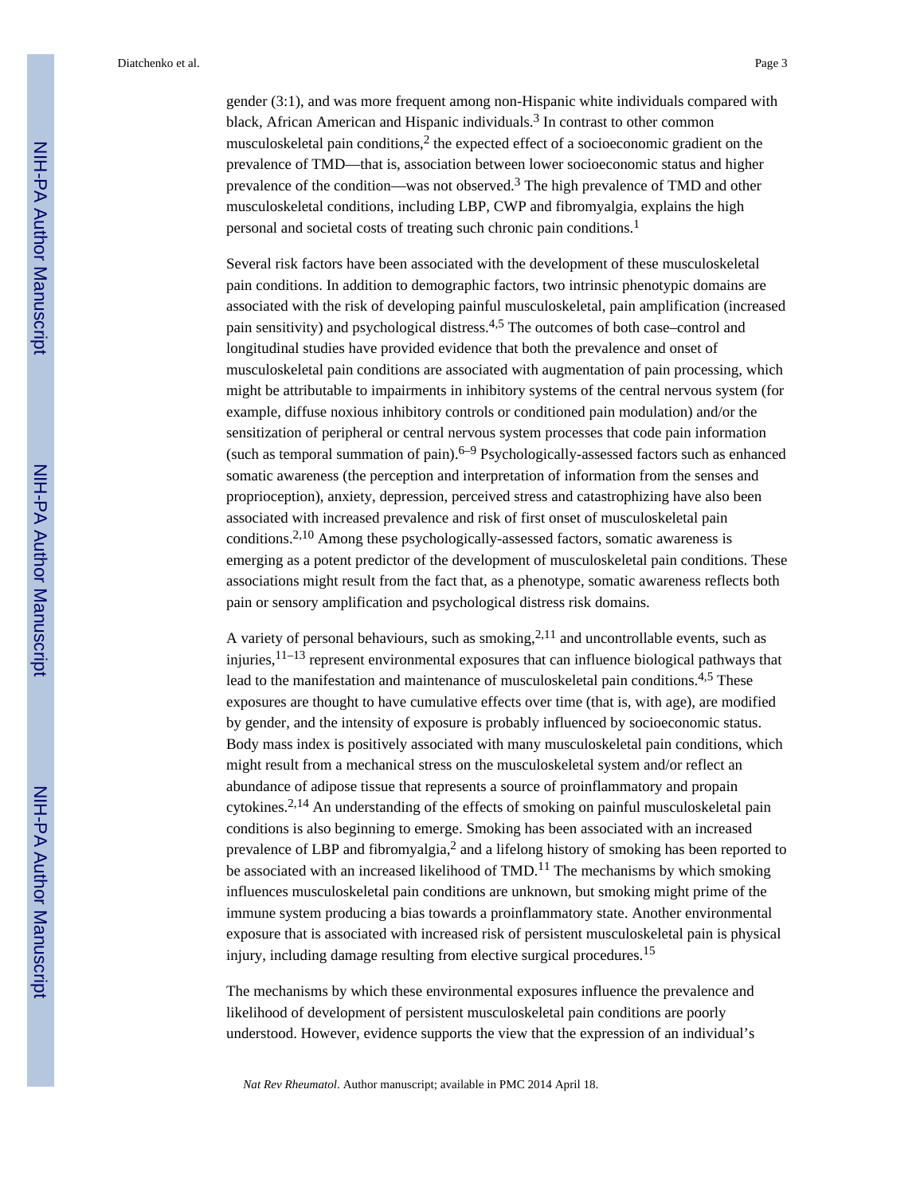gender (3:1), and was more frequent among non-Hispanic white individuals compared with black, African American and Hispanic individuals.[3] In contrast to other common musculoskeletal pain conditions,[2] the expected effect of a socioeconomic gradient on the prevalence of TMD—that is, association between lower socioeconomic status and higher prevalence of the condition—was not observed.[3] The high prevalence of TMD and other musculoskeletal conditions, including LBP, CWP and fibromyalgia, explains the high personal and societal costs of treating such chronic pain conditions.[1]

Several risk factors have been associated with the development of these musculoskeletal pain conditions. In addition to demographic factors, two intrinsic phenotypic domains are associated with the risk of developing painful musculoskeletal, pain amplification (increased pain sensitivity) and psychological distress.[4,5] The outcomes of both case–control and longitudinal studies have provided evidence that both the prevalence and onset of musculoskeletal pain conditions are associated with augmentation of pain processing, which might be attributable to impairments in inhibitory systems of the central nervous system (for example, diffuse noxious inhibitory controls or conditioned pain modulation) and/or the sensitization of peripheral or central nervous system processes that code pain information (such as temporal summation of pain).[6–9] Psychologically-assessed factors such as enhanced somatic awareness (the perception and interpretation of information from the senses and proprioception), anxiety, depression, perceived stress and catastrophizing have also been associated with increased prevalence and risk of first onset of musculoskeletal pain conditions.[2,10] Among these psychologically-assessed factors, somatic awareness is emerging as a potent predictor of the development of musculoskeletal pain conditions. These associations might result from the fact that, as a phenotype, somatic awareness reflects both pain or sensory amplification and psychological distress risk domains.

A variety of personal behaviours, such as smoking,[2,11] and uncontrollable events, such as injuries,[11–13] represent environmental exposures that can influence biological pathways that lead to the manifestation and maintenance of musculoskeletal pain conditions.[4,5] These exposures are thought to have cumulative effects over time (that is, with age), are modified by gender, and the intensity of exposure is probably influenced by socioeconomic status. Body mass index is positively associated with many musculoskeletal pain conditions, which might result from a mechanical stress on the musculoskeletal system and/or reflect an abundance of adipose tissue that represents a source of proinflammatory and propain cytokines.[2,14] An understanding of the effects of smoking on painful musculoskeletal pain conditions is also beginning to emerge. Smoking has been associated with an increased prevalence of LBP and fibromyalgia,[2] and a lifelong history of smoking has been reported to be associated with an increased likelihood of TMD.[11] The mechanisms by which smoking influences musculoskeletal pain conditions are unknown, but smoking might prime of the immune system producing a bias towards a proinflammatory state. Another environmental exposure that is associated with increased risk of persistent musculoskeletal pain is physical injury, including damage resulting from elective surgical procedures.[15]

The mechanisms by which these environmental exposures influence the prevalence and likelihood of development of persistent musculoskeletal pain conditions are poorly understood. However, evidence supports the view that the expression of an individual's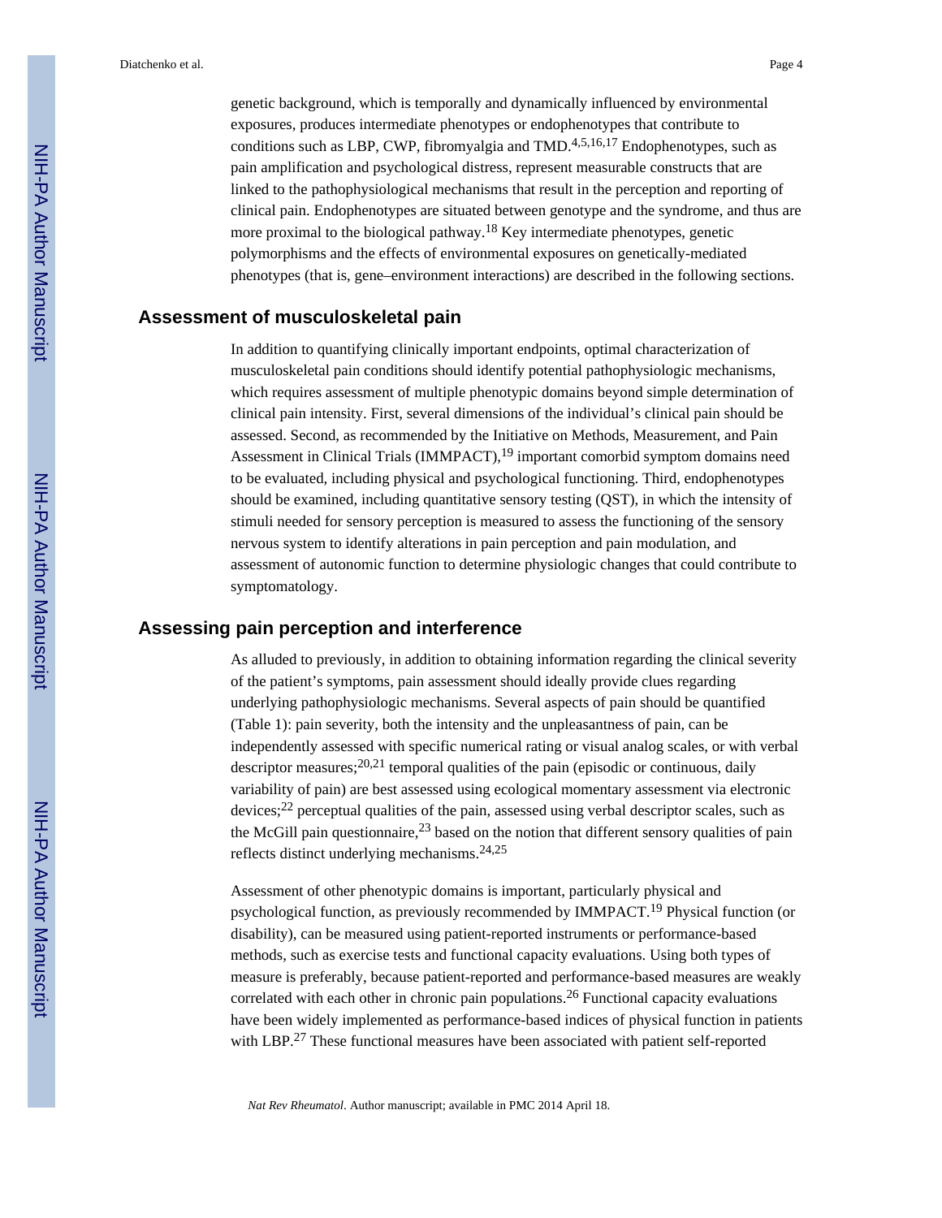genetic background, which is temporally and dynamically influenced by environmental exposures, produces intermediate phenotypes or endophenotypes that contribute to conditions such as LBP, CWP, fibromyalgia and TMD.[4,5,16,17] Endophenotypes, such as pain amplification and psychological distress, represent measurable constructs that are linked to the pathophysiological mechanisms that result in the perception and reporting of clinical pain. Endophenotypes are situated between genotype and the syndrome, and thus are more proximal to the biological pathway.[18] Key intermediate phenotypes, genetic polymorphisms and the effects of environmental exposures on genetically-mediated phenotypes (that is, gene–environment interactions) are described in the following sections.

## Assessment of musculoskeletal pain

In addition to quantifying clinically important endpoints, optimal characterization of musculoskeletal pain conditions should identify potential pathophysiologic mechanisms, which requires assessment of multiple phenotypic domains beyond simple determination of clinical pain intensity. First, several dimensions of the individual's clinical pain should be assessed. Second, as recommended by the Initiative on Methods, Measurement, and Pain Assessment in Clinical Trials (IMMPACT),[19] important comorbid symptom domains need to be evaluated, including physical and psychological functioning. Third, endophenotypes should be examined, including quantitative sensory testing (QST), in which the intensity of stimuli needed for sensory perception is measured to assess the functioning of the sensory nervous system to identify alterations in pain perception and pain modulation, and assessment of autonomic function to determine physiologic changes that could contribute to symptomatology.

## Assessing pain perception and interference

As alluded to previously, in addition to obtaining information regarding the clinical severity of the patient's symptoms, pain assessment should ideally provide clues regarding underlying pathophysiologic mechanisms. Several aspects of pain should be quantified (Table 1): pain severity, both the intensity and the unpleasantness of pain, can be independently assessed with specific numerical rating or visual analog scales, or with verbal descriptor measures;[20,21] temporal qualities of the pain (episodic or continuous, daily variability of pain) are best assessed using ecological momentary assessment via electronic devices;[22] perceptual qualities of the pain, assessed using verbal descriptor scales, such as the McGill pain questionnaire,[23] based on the notion that different sensory qualities of pain reflects distinct underlying mechanisms.[24,25]

Assessment of other phenotypic domains is important, particularly physical and psychological function, as previously recommended by IMMPACT.[19] Physical function (or disability), can be measured using patient-reported instruments or performance-based methods, such as exercise tests and functional capacity evaluations. Using both types of measure is preferably, because patient-reported and performance-based measures are weakly correlated with each other in chronic pain populations.[26] Functional capacity evaluations have been widely implemented as performance-based indices of physical function in patients with LBP.[27] These functional measures have been associated with patient self-reported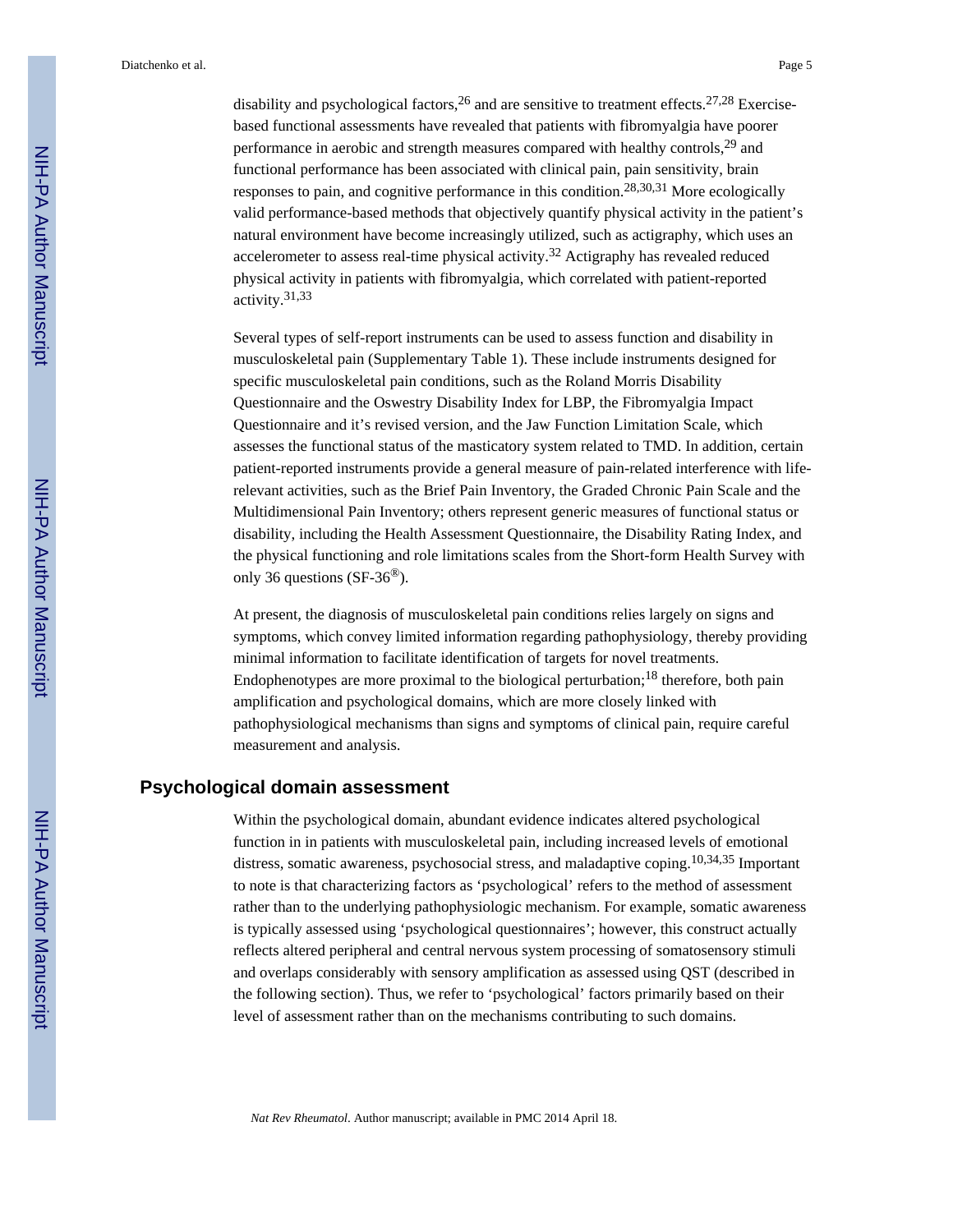disability and psychological factors,[26] and are sensitive to treatment effects.[27,28] Exercise-based functional assessments have revealed that patients with fibromyalgia have poorer performance in aerobic and strength measures compared with healthy controls,[29] and functional performance has been associated with clinical pain, pain sensitivity, brain responses to pain, and cognitive performance in this condition.[28,30,31] More ecologically valid performance-based methods that objectively quantify physical activity in the patient's natural environment have become increasingly utilized, such as actigraphy, which uses an accelerometer to assess real-time physical activity.[32] Actigraphy has revealed reduced physical activity in patients with fibromyalgia, which correlated with patient-reported activity.[31,33]

Several types of self-report instruments can be used to assess function and disability in musculoskeletal pain (Supplementary Table 1). These include instruments designed for specific musculoskeletal pain conditions, such as the Roland Morris Disability Questionnaire and the Oswestry Disability Index for LBP, the Fibromyalgia Impact Questionnaire and it's revised version, and the Jaw Function Limitation Scale, which assesses the functional status of the masticatory system related to TMD. In addition, certain patient-reported instruments provide a general measure of pain-related interference with life-relevant activities, such as the Brief Pain Inventory, the Graded Chronic Pain Scale and the Multidimensional Pain Inventory; others represent generic measures of functional status or disability, including the Health Assessment Questionnaire, the Disability Rating Index, and the physical functioning and role limitations scales from the Short-form Health Survey with only 36 questions (SF-36®).

At present, the diagnosis of musculoskeletal pain conditions relies largely on signs and symptoms, which convey limited information regarding pathophysiology, thereby providing minimal information to facilitate identification of targets for novel treatments. Endophenotypes are more proximal to the biological perturbation;[18] therefore, both pain amplification and psychological domains, which are more closely linked with pathophysiological mechanisms than signs and symptoms of clinical pain, require careful measurement and analysis.

## Psychological domain assessment

Within the psychological domain, abundant evidence indicates altered psychological function in in patients with musculoskeletal pain, including increased levels of emotional distress, somatic awareness, psychosocial stress, and maladaptive coping.[10,34,35] Important to note is that characterizing factors as 'psychological' refers to the method of assessment rather than to the underlying pathophysiologic mechanism. For example, somatic awareness is typically assessed using 'psychological questionnaires'; however, this construct actually reflects altered peripheral and central nervous system processing of somatosensory stimuli and overlaps considerably with sensory amplification as assessed using QST (described in the following section). Thus, we refer to 'psychological' factors primarily based on their level of assessment rather than on the mechanisms contributing to such domains.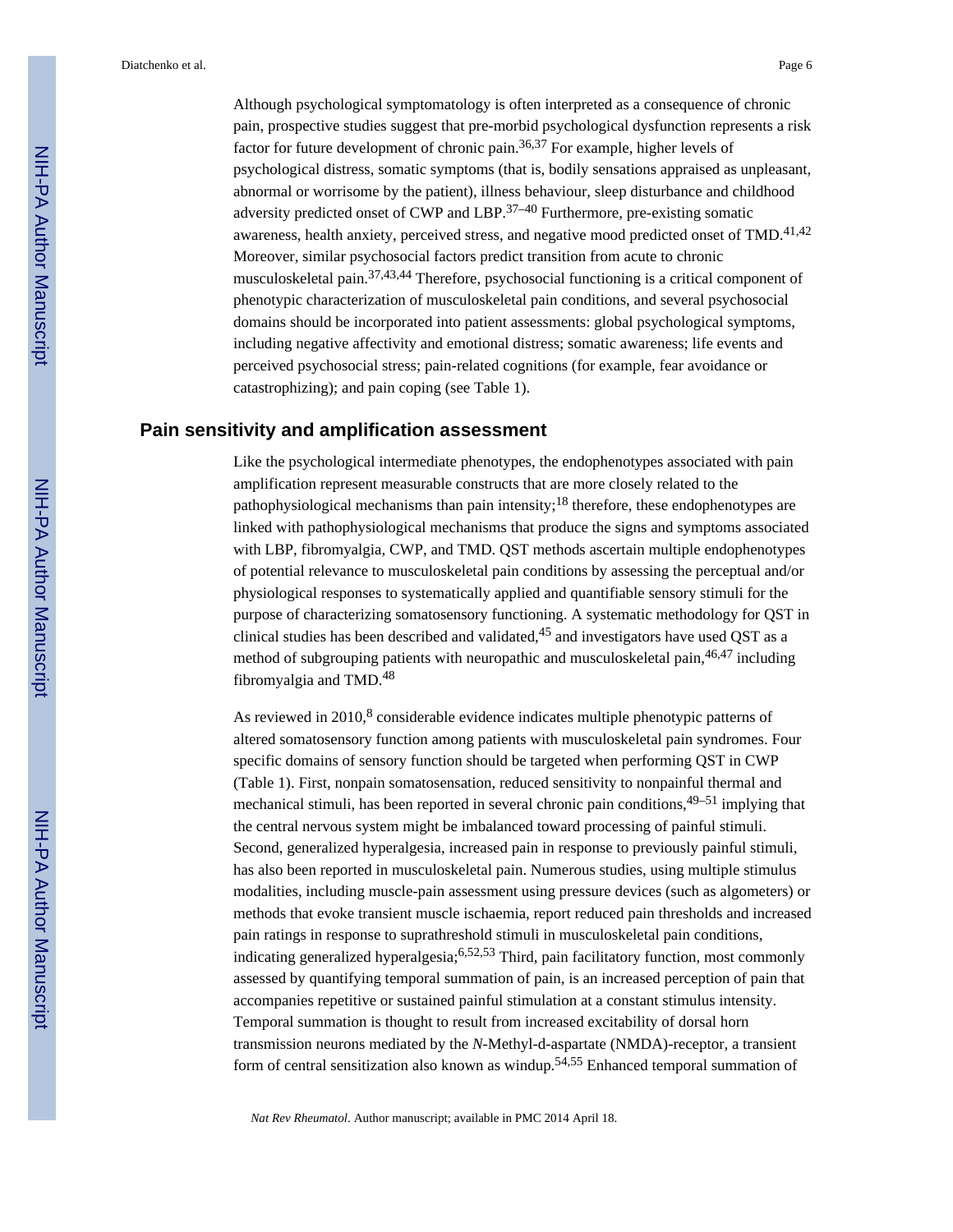Although psychological symptomatology is often interpreted as a consequence of chronic pain, prospective studies suggest that pre-morbid psychological dysfunction represents a risk factor for future development of chronic pain.[36,37] For example, higher levels of psychological distress, somatic symptoms (that is, bodily sensations appraised as unpleasant, abnormal or worrisome by the patient), illness behaviour, sleep disturbance and childhood adversity predicted onset of CWP and LBP.[37–40] Furthermore, pre-existing somatic awareness, health anxiety, perceived stress, and negative mood predicted onset of TMD.[41,42] Moreover, similar psychosocial factors predict transition from acute to chronic musculoskeletal pain.[37,43,44] Therefore, psychosocial functioning is a critical component of phenotypic characterization of musculoskeletal pain conditions, and several psychosocial domains should be incorporated into patient assessments: global psychological symptoms, including negative affectivity and emotional distress; somatic awareness; life events and perceived psychosocial stress; pain-related cognitions (for example, fear avoidance or catastrophizing); and pain coping (see Table 1).

## Pain sensitivity and amplification assessment

Like the psychological intermediate phenotypes, the endophenotypes associated with pain amplification represent measurable constructs that are more closely related to the pathophysiological mechanisms than pain intensity;[18] therefore, these endophenotypes are linked with pathophysiological mechanisms that produce the signs and symptoms associated with LBP, fibromyalgia, CWP, and TMD. QST methods ascertain multiple endophenotypes of potential relevance to musculoskeletal pain conditions by assessing the perceptual and/or physiological responses to systematically applied and quantifiable sensory stimuli for the purpose of characterizing somatosensory functioning. A systematic methodology for QST in clinical studies has been described and validated,[45] and investigators have used QST as a method of subgrouping patients with neuropathic and musculoskeletal pain,[46,47] including fibromyalgia and TMD.[48]

As reviewed in 2010,[8] considerable evidence indicates multiple phenotypic patterns of altered somatosensory function among patients with musculoskeletal pain syndromes. Four specific domains of sensory function should be targeted when performing QST in CWP (Table 1). First, nonpain somatosensation, reduced sensitivity to nonpainful thermal and mechanical stimuli, has been reported in several chronic pain conditions,[49–51] implying that the central nervous system might be imbalanced toward processing of painful stimuli. Second, generalized hyperalgesia, increased pain in response to previously painful stimuli, has also been reported in musculoskeletal pain. Numerous studies, using multiple stimulus modalities, including muscle-pain assessment using pressure devices (such as algometers) or methods that evoke transient muscle ischaemia, report reduced pain thresholds and increased pain ratings in response to suprathreshold stimuli in musculoskeletal pain conditions, indicating generalized hyperalgesia;[6,52,53] Third, pain facilitatory function, most commonly assessed by quantifying temporal summation of pain, is an increased perception of pain that accompanies repetitive or sustained painful stimulation at a constant stimulus intensity. Temporal summation is thought to result from increased excitability of dorsal horn transmission neurons mediated by the *N*-Methyl-d-aspartate (NMDA)-receptor, a transient form of central sensitization also known as windup.[54,55] Enhanced temporal summation of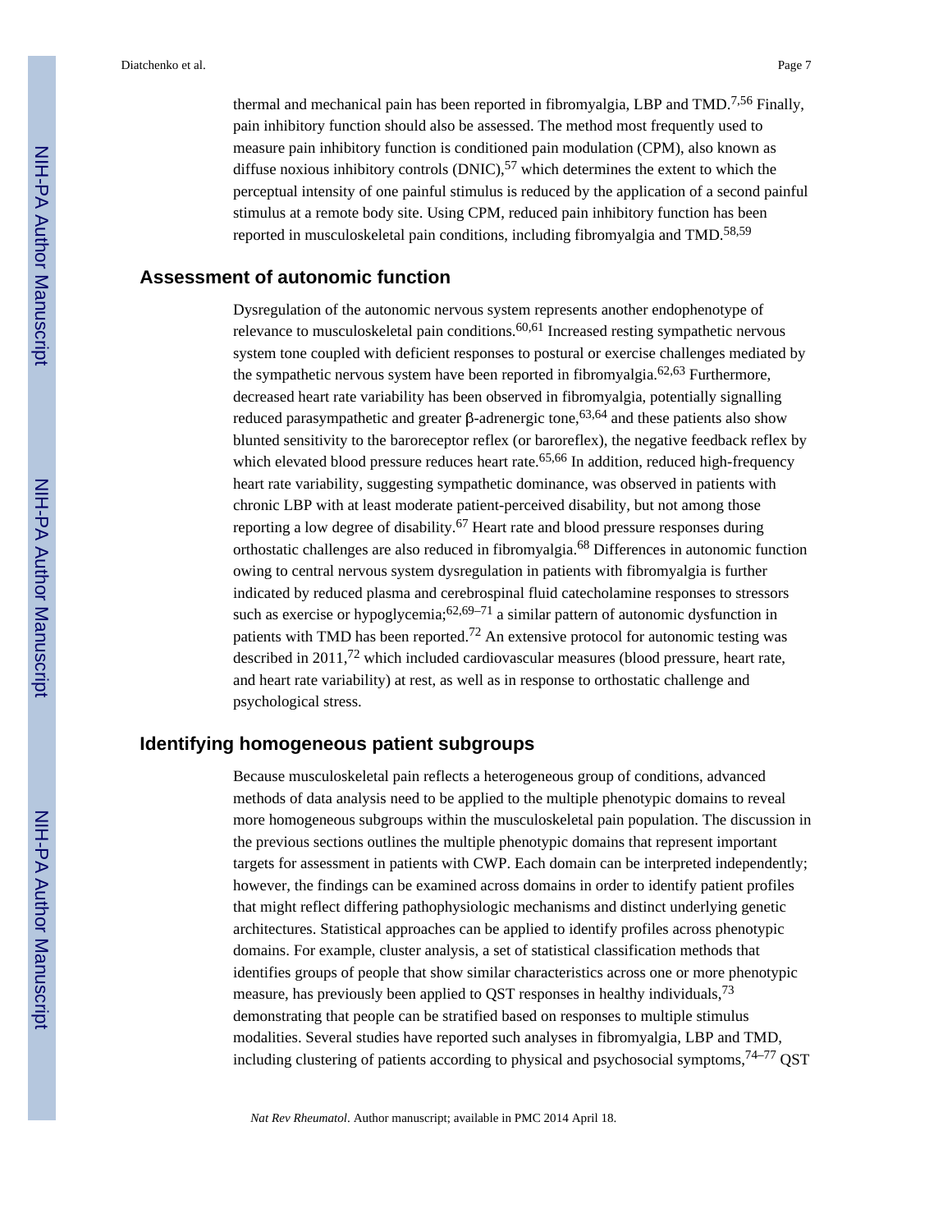thermal and mechanical pain has been reported in fibromyalgia, LBP and TMD.[7,56] Finally, pain inhibitory function should also be assessed. The method most frequently used to measure pain inhibitory function is conditioned pain modulation (CPM), also known as diffuse noxious inhibitory controls (DNIC),[57] which determines the extent to which the perceptual intensity of one painful stimulus is reduced by the application of a second painful stimulus at a remote body site. Using CPM, reduced pain inhibitory function has been reported in musculoskeletal pain conditions, including fibromyalgia and TMD.[58,59]

## Assessment of autonomic function

Dysregulation of the autonomic nervous system represents another endophenotype of relevance to musculoskeletal pain conditions.[60,61] Increased resting sympathetic nervous system tone coupled with deficient responses to postural or exercise challenges mediated by the sympathetic nervous system have been reported in fibromyalgia.[62,63] Furthermore, decreased heart rate variability has been observed in fibromyalgia, potentially signalling reduced parasympathetic and greater β-adrenergic tone,[63,64] and these patients also show blunted sensitivity to the baroreceptor reflex (or baroreflex), the negative feedback reflex by which elevated blood pressure reduces heart rate.[65,66] In addition, reduced high-frequency heart rate variability, suggesting sympathetic dominance, was observed in patients with chronic LBP with at least moderate patient-perceived disability, but not among those reporting a low degree of disability.[67] Heart rate and blood pressure responses during orthostatic challenges are also reduced in fibromyalgia.[68] Differences in autonomic function owing to central nervous system dysregulation in patients with fibromyalgia is further indicated by reduced plasma and cerebrospinal fluid catecholamine responses to stressors such as exercise or hypoglycemia;[62,69–71] a similar pattern of autonomic dysfunction in patients with TMD has been reported.[72] An extensive protocol for autonomic testing was described in 2011,[72] which included cardiovascular measures (blood pressure, heart rate, and heart rate variability) at rest, as well as in response to orthostatic challenge and psychological stress.

## Identifying homogeneous patient subgroups

Because musculoskeletal pain reflects a heterogeneous group of conditions, advanced methods of data analysis need to be applied to the multiple phenotypic domains to reveal more homogeneous subgroups within the musculoskeletal pain population. The discussion in the previous sections outlines the multiple phenotypic domains that represent important targets for assessment in patients with CWP. Each domain can be interpreted independently; however, the findings can be examined across domains in order to identify patient profiles that might reflect differing pathophysiologic mechanisms and distinct underlying genetic architectures. Statistical approaches can be applied to identify profiles across phenotypic domains. For example, cluster analysis, a set of statistical classification methods that identifies groups of people that show similar characteristics across one or more phenotypic measure, has previously been applied to QST responses in healthy individuals,[73] demonstrating that people can be stratified based on responses to multiple stimulus modalities. Several studies have reported such analyses in fibromyalgia, LBP and TMD, including clustering of patients according to physical and psychosocial symptoms,[74–77] QST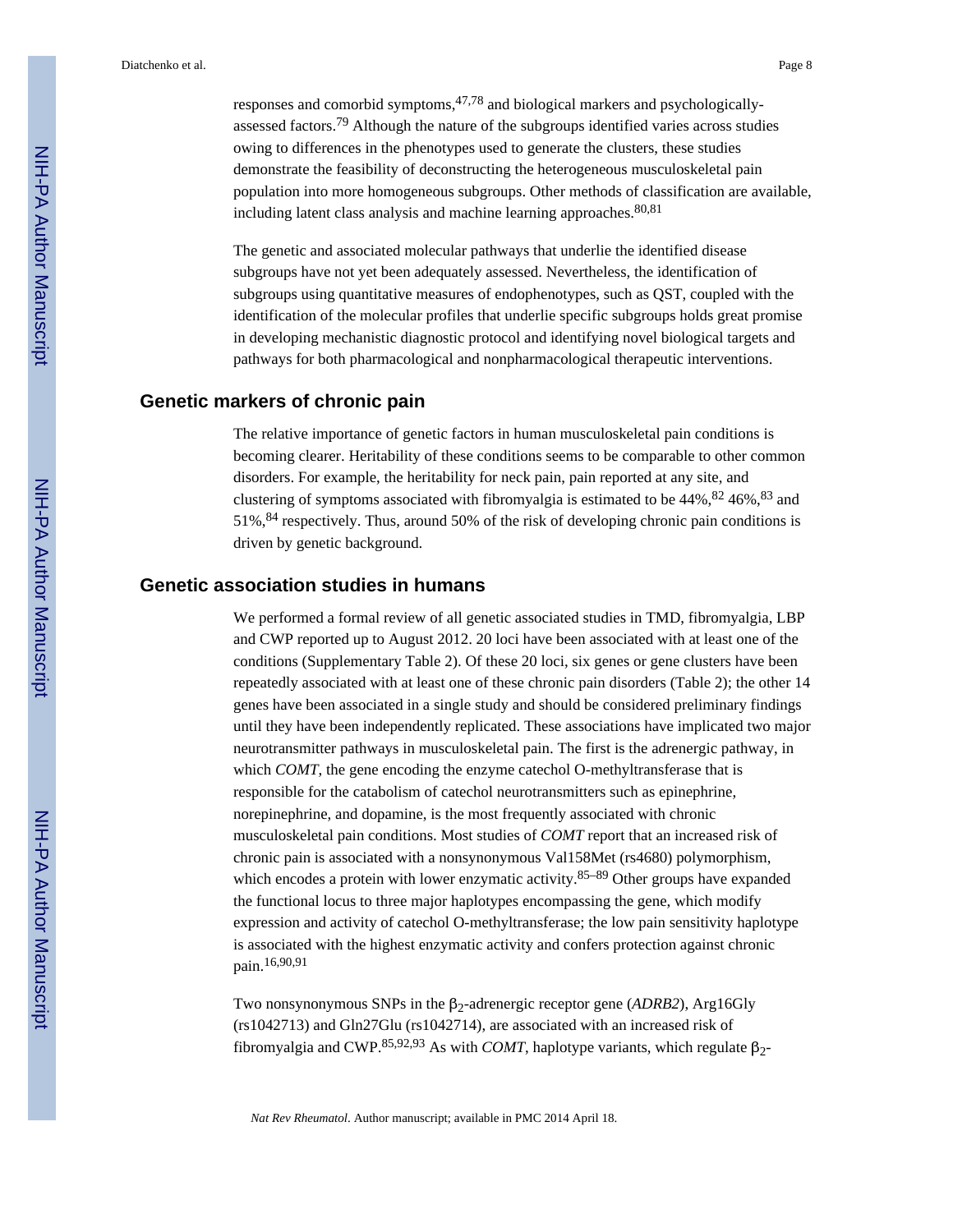responses and comorbid symptoms,[47,78] and biological markers and psychologically-assessed factors.[79] Although the nature of the subgroups identified varies across studies owing to differences in the phenotypes used to generate the clusters, these studies demonstrate the feasibility of deconstructing the heterogeneous musculoskeletal pain population into more homogeneous subgroups. Other methods of classification are available, including latent class analysis and machine learning approaches.[80,81]

The genetic and associated molecular pathways that underlie the identified disease subgroups have not yet been adequately assessed. Nevertheless, the identification of subgroups using quantitative measures of endophenotypes, such as QST, coupled with the identification of the molecular profiles that underlie specific subgroups holds great promise in developing mechanistic diagnostic protocol and identifying novel biological targets and pathways for both pharmacological and nonpharmacological therapeutic interventions.

## Genetic markers of chronic pain

The relative importance of genetic factors in human musculoskeletal pain conditions is becoming clearer. Heritability of these conditions seems to be comparable to other common disorders. For example, the heritability for neck pain, pain reported at any site, and clustering of symptoms associated with fibromyalgia is estimated to be 44%,[82] 46%,[83] and 51%,[84] respectively. Thus, around 50% of the risk of developing chronic pain conditions is driven by genetic background.

## Genetic association studies in humans

We performed a formal review of all genetic associated studies in TMD, fibromyalgia, LBP and CWP reported up to August 2012. 20 loci have been associated with at least one of the conditions (Supplementary Table 2). Of these 20 loci, six genes or gene clusters have been repeatedly associated with at least one of these chronic pain disorders (Table 2); the other 14 genes have been associated in a single study and should be considered preliminary findings until they have been independently replicated. These associations have implicated two major neurotransmitter pathways in musculoskeletal pain. The first is the adrenergic pathway, in which *COMT*, the gene encoding the enzyme catechol O-methyltransferase that is responsible for the catabolism of catechol neurotransmitters such as epinephrine, norepinephrine, and dopamine, is the most frequently associated with chronic musculoskeletal pain conditions. Most studies of *COMT* report that an increased risk of chronic pain is associated with a nonsynonymous Val158Met (rs4680) polymorphism, which encodes a protein with lower enzymatic activity.[85–89] Other groups have expanded the functional locus to three major haplotypes encompassing the gene, which modify expression and activity of catechol O-methyltransferase; the low pain sensitivity haplotype is associated with the highest enzymatic activity and confers protection against chronic pain.[16,90,91]

Two nonsynonymous SNPs in the $\beta_2$-adrenergic receptor gene (*ADRB2*), Arg16Gly (rs1042713) and Gln27Glu (rs1042714), are associated with an increased risk of fibromyalgia and CWP.[85,92,93] As with *COMT*, haplotype variants, which regulate $\beta_2$-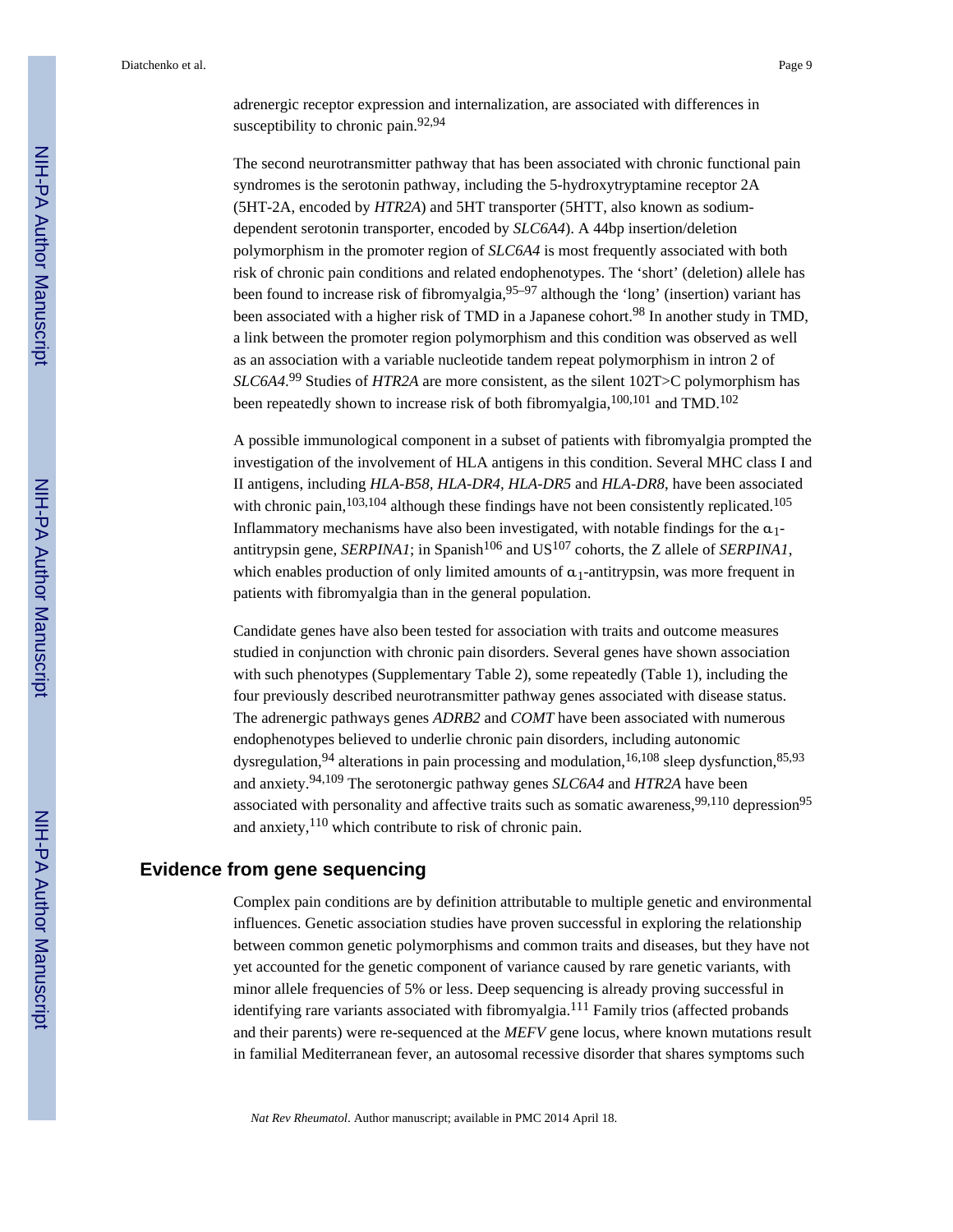adrenergic receptor expression and internalization, are associated with differences in susceptibility to chronic pain.[92,94]

The second neurotransmitter pathway that has been associated with chronic functional pain syndromes is the serotonin pathway, including the 5-hydroxytryptamine receptor 2A (5HT-2A, encoded by *HTR2A*) and 5HT transporter (5HTT, also known as sodium-dependent serotonin transporter, encoded by *SLC6A4*). A 44bp insertion/deletion polymorphism in the promoter region of *SLC6A4* is most frequently associated with both risk of chronic pain conditions and related endophenotypes. The 'short' (deletion) allele has been found to increase risk of fibromyalgia,[95–97] although the 'long' (insertion) variant has been associated with a higher risk of TMD in a Japanese cohort.[98] In another study in TMD, a link between the promoter region polymorphism and this condition was observed as well as an association with a variable nucleotide tandem repeat polymorphism in intron 2 of *SLC6A4*.[99] Studies of *HTR2A* are more consistent, as the silent 102T>C polymorphism has been repeatedly shown to increase risk of both fibromyalgia,[100,101] and TMD.[102]

A possible immunological component in a subset of patients with fibromyalgia prompted the investigation of the involvement of HLA antigens in this condition. Several MHC class I and II antigens, including *HLA-B58, HLA-DR4*, *HLA-DR5* and *HLA-DR8*, have been associated with chronic pain,[103,104] although these findings have not been consistently replicated.[105] Inflammatory mechanisms have also been investigated, with notable findings for the $\alpha_1$-antitrypsin gene, *SERPINA1*; in Spanish[106] and US[107] cohorts, the Z allele of *SERPINA1*, which enables production of only limited amounts of $\alpha_1$-antitrypsin, was more frequent in patients with fibromyalgia than in the general population.

Candidate genes have also been tested for association with traits and outcome measures studied in conjunction with chronic pain disorders. Several genes have shown association with such phenotypes (Supplementary Table 2), some repeatedly (Table 1), including the four previously described neurotransmitter pathway genes associated with disease status. The adrenergic pathways genes *ADRB2* and *COMT* have been associated with numerous endophenotypes believed to underlie chronic pain disorders, including autonomic dysregulation,[94] alterations in pain processing and modulation,[16,108] sleep dysfunction,[85,93] and anxiety.[94,109] The serotonergic pathway genes *SLC6A4* and *HTR2A* have been associated with personality and affective traits such as somatic awareness,[99,110] depression[95] and anxiety,[110] which contribute to risk of chronic pain.

## Evidence from gene sequencing

Complex pain conditions are by definition attributable to multiple genetic and environmental influences. Genetic association studies have proven successful in exploring the relationship between common genetic polymorphisms and common traits and diseases, but they have not yet accounted for the genetic component of variance caused by rare genetic variants, with minor allele frequencies of 5% or less. Deep sequencing is already proving successful in identifying rare variants associated with fibromyalgia.[111] Family trios (affected probands and their parents) were re-sequenced at the *MEFV* gene locus, where known mutations result in familial Mediterranean fever, an autosomal recessive disorder that shares symptoms such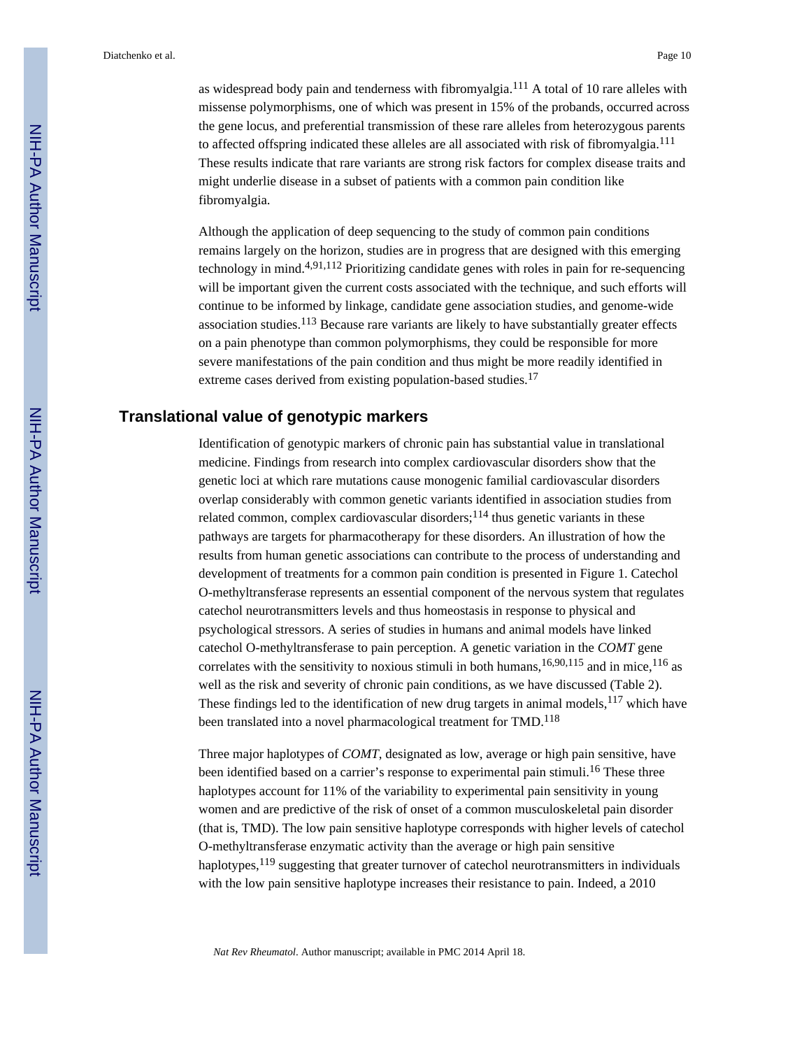as widespread body pain and tenderness with fibromyalgia.[111] A total of 10 rare alleles with missense polymorphisms, one of which was present in 15% of the probands, occurred across the gene locus, and preferential transmission of these rare alleles from heterozygous parents to affected offspring indicated these alleles are all associated with risk of fibromyalgia.[111] These results indicate that rare variants are strong risk factors for complex disease traits and might underlie disease in a subset of patients with a common pain condition like fibromyalgia.

Although the application of deep sequencing to the study of common pain conditions remains largely on the horizon, studies are in progress that are designed with this emerging technology in mind.[4,91,112] Prioritizing candidate genes with roles in pain for re-sequencing will be important given the current costs associated with the technique, and such efforts will continue to be informed by linkage, candidate gene association studies, and genome-wide association studies.[113] Because rare variants are likely to have substantially greater effects on a pain phenotype than common polymorphisms, they could be responsible for more severe manifestations of the pain condition and thus might be more readily identified in extreme cases derived from existing population-based studies.[17]

## Translational value of genotypic markers

Identification of genotypic markers of chronic pain has substantial value in translational medicine. Findings from research into complex cardiovascular disorders show that the genetic loci at which rare mutations cause monogenic familial cardiovascular disorders overlap considerably with common genetic variants identified in association studies from related common, complex cardiovascular disorders;[114] thus genetic variants in these pathways are targets for pharmacotherapy for these disorders. An illustration of how the results from human genetic associations can contribute to the process of understanding and development of treatments for a common pain condition is presented in Figure 1. Catechol O-methyltransferase represents an essential component of the nervous system that regulates catechol neurotransmitters levels and thus homeostasis in response to physical and psychological stressors. A series of studies in humans and animal models have linked catechol O-methyltransferase to pain perception. A genetic variation in the *COMT* gene correlates with the sensitivity to noxious stimuli in both humans,[16,90,115] and in mice,[116] as well as the risk and severity of chronic pain conditions, as we have discussed (Table 2). These findings led to the identification of new drug targets in animal models,[117] which have been translated into a novel pharmacological treatment for TMD.[118]

Three major haplotypes of *COMT*, designated as low, average or high pain sensitive, have been identified based on a carrier's response to experimental pain stimuli.[16] These three haplotypes account for 11% of the variability to experimental pain sensitivity in young women and are predictive of the risk of onset of a common musculoskeletal pain disorder (that is, TMD). The low pain sensitive haplotype corresponds with higher levels of catechol O-methyltransferase enzymatic activity than the average or high pain sensitive haplotypes,[119] suggesting that greater turnover of catechol neurotransmitters in individuals with the low pain sensitive haplotype increases their resistance to pain. Indeed, a 2010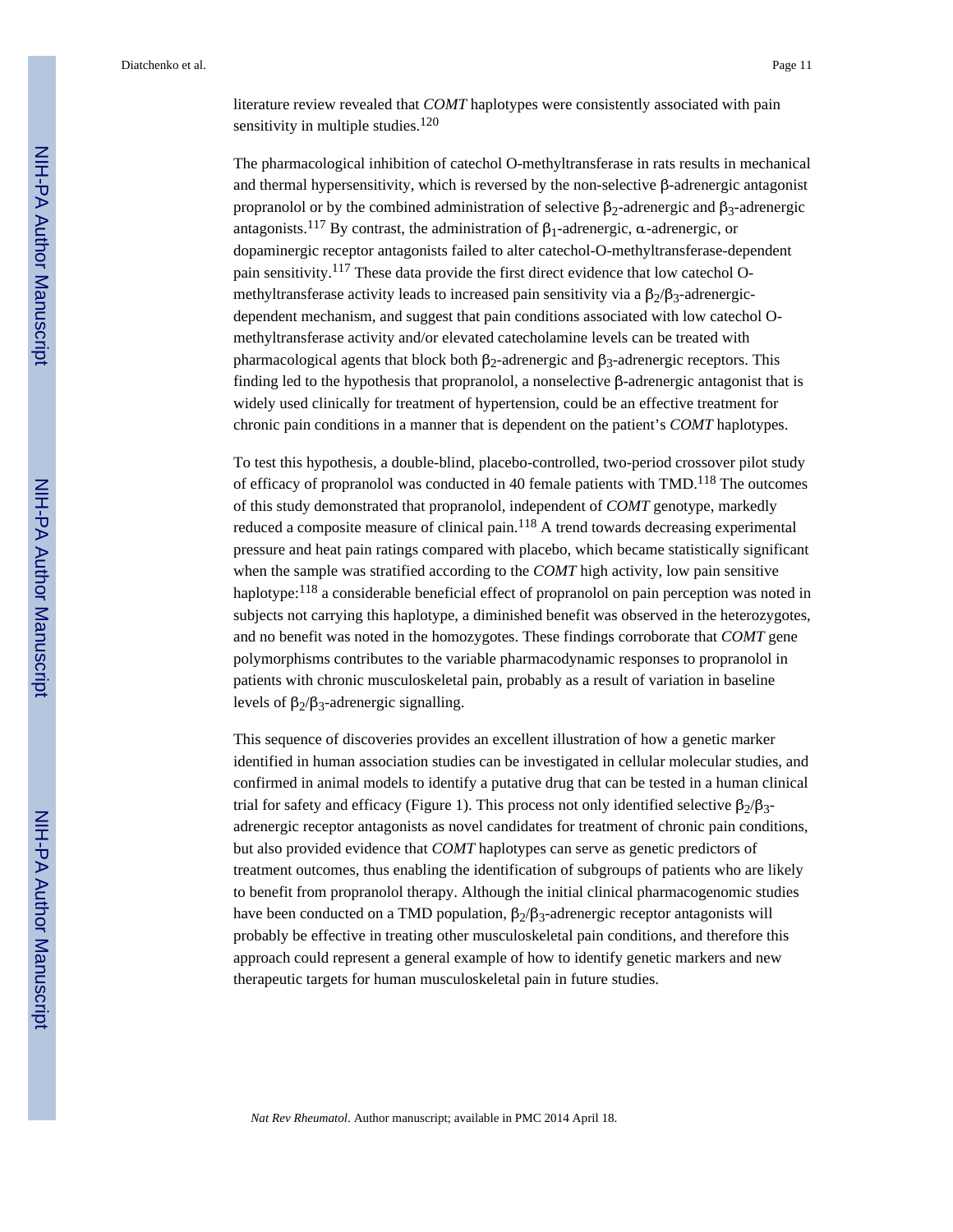literature review revealed that *COMT* haplotypes were consistently associated with pain sensitivity in multiple studies.[120]

The pharmacological inhibition of catechol O-methyltransferase in rats results in mechanical and thermal hypersensitivity, which is reversed by the non-selective β-adrenergic antagonist propranolol or by the combined administration of selective $\beta_2$-adrenergic and $\beta_3$-adrenergic antagonists.[117] By contrast, the administration of $\beta_1$-adrenergic, α-adrenergic, or dopaminergic receptor antagonists failed to alter catechol-O-methyltransferase-dependent pain sensitivity.[117] These data provide the first direct evidence that low catechol O-methyltransferase activity leads to increased pain sensitivity via a $\beta_2$/$\beta_3$-adrenergic-dependent mechanism, and suggest that pain conditions associated with low catechol O-methyltransferase activity and/or elevated catecholamine levels can be treated with pharmacological agents that block both $\beta_2$-adrenergic and $\beta_3$-adrenergic receptors. This finding led to the hypothesis that propranolol, a nonselective β-adrenergic antagonist that is widely used clinically for treatment of hypertension, could be an effective treatment for chronic pain conditions in a manner that is dependent on the patient's *COMT* haplotypes.

To test this hypothesis, a double-blind, placebo-controlled, two-period crossover pilot study of efficacy of propranolol was conducted in 40 female patients with TMD.[118] The outcomes of this study demonstrated that propranolol, independent of *COMT* genotype, markedly reduced a composite measure of clinical pain.[118] A trend towards decreasing experimental pressure and heat pain ratings compared with placebo, which became statistically significant when the sample was stratified according to the *COMT* high activity, low pain sensitive haplotype:[118] a considerable beneficial effect of propranolol on pain perception was noted in subjects not carrying this haplotype, a diminished benefit was observed in the heterozygotes, and no benefit was noted in the homozygotes. These findings corroborate that *COMT* gene polymorphisms contributes to the variable pharmacodynamic responses to propranolol in patients with chronic musculoskeletal pain, probably as a result of variation in baseline levels of $\beta_2$/$\beta_3$-adrenergic signalling.

This sequence of discoveries provides an excellent illustration of how a genetic marker identified in human association studies can be investigated in cellular molecular studies, and confirmed in animal models to identify a putative drug that can be tested in a human clinical trial for safety and efficacy (Figure 1). This process not only identified selective $\beta_2$/$\beta_3$-adrenergic receptor antagonists as novel candidates for treatment of chronic pain conditions, but also provided evidence that *COMT* haplotypes can serve as genetic predictors of treatment outcomes, thus enabling the identification of subgroups of patients who are likely to benefit from propranolol therapy. Although the initial clinical pharmacogenomic studies have been conducted on a TMD population, $\beta_2$/$\beta_3$-adrenergic receptor antagonists will probably be effective in treating other musculoskeletal pain conditions, and therefore this approach could represent a general example of how to identify genetic markers and new therapeutic targets for human musculoskeletal pain in future studies.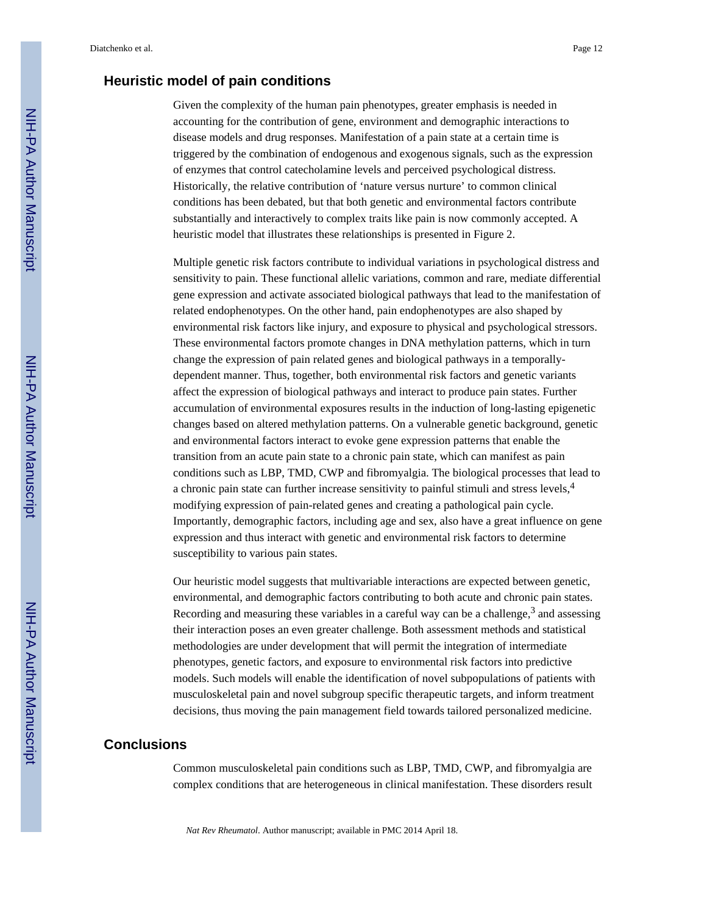## Heuristic model of pain conditions

Given the complexity of the human pain phenotypes, greater emphasis is needed in accounting for the contribution of gene, environment and demographic interactions to disease models and drug responses. Manifestation of a pain state at a certain time is triggered by the combination of endogenous and exogenous signals, such as the expression of enzymes that control catecholamine levels and perceived psychological distress. Historically, the relative contribution of 'nature versus nurture' to common clinical conditions has been debated, but that both genetic and environmental factors contribute substantially and interactively to complex traits like pain is now commonly accepted. A heuristic model that illustrates these relationships is presented in Figure 2.

Multiple genetic risk factors contribute to individual variations in psychological distress and sensitivity to pain. These functional allelic variations, common and rare, mediate differential gene expression and activate associated biological pathways that lead to the manifestation of related endophenotypes. On the other hand, pain endophenotypes are also shaped by environmental risk factors like injury, and exposure to physical and psychological stressors. These environmental factors promote changes in DNA methylation patterns, which in turn change the expression of pain related genes and biological pathways in a temporally-dependent manner. Thus, together, both environmental risk factors and genetic variants affect the expression of biological pathways and interact to produce pain states. Further accumulation of environmental exposures results in the induction of long-lasting epigenetic changes based on altered methylation patterns. On a vulnerable genetic background, genetic and environmental factors interact to evoke gene expression patterns that enable the transition from an acute pain state to a chronic pain state, which can manifest as pain conditions such as LBP, TMD, CWP and fibromyalgia. The biological processes that lead to a chronic pain state can further increase sensitivity to painful stimuli and stress levels,[4] modifying expression of pain-related genes and creating a pathological pain cycle. Importantly, demographic factors, including age and sex, also have a great influence on gene expression and thus interact with genetic and environmental risk factors to determine susceptibility to various pain states.

Our heuristic model suggests that multivariable interactions are expected between genetic, environmental, and demographic factors contributing to both acute and chronic pain states. Recording and measuring these variables in a careful way can be a challenge,[3] and assessing their interaction poses an even greater challenge. Both assessment methods and statistical methodologies are under development that will permit the integration of intermediate phenotypes, genetic factors, and exposure to environmental risk factors into predictive models. Such models will enable the identification of novel subpopulations of patients with musculoskeletal pain and novel subgroup specific therapeutic targets, and inform treatment decisions, thus moving the pain management field towards tailored personalized medicine.

## Conclusions

Common musculoskeletal pain conditions such as LBP, TMD, CWP, and fibromyalgia are complex conditions that are heterogeneous in clinical manifestation. These disorders result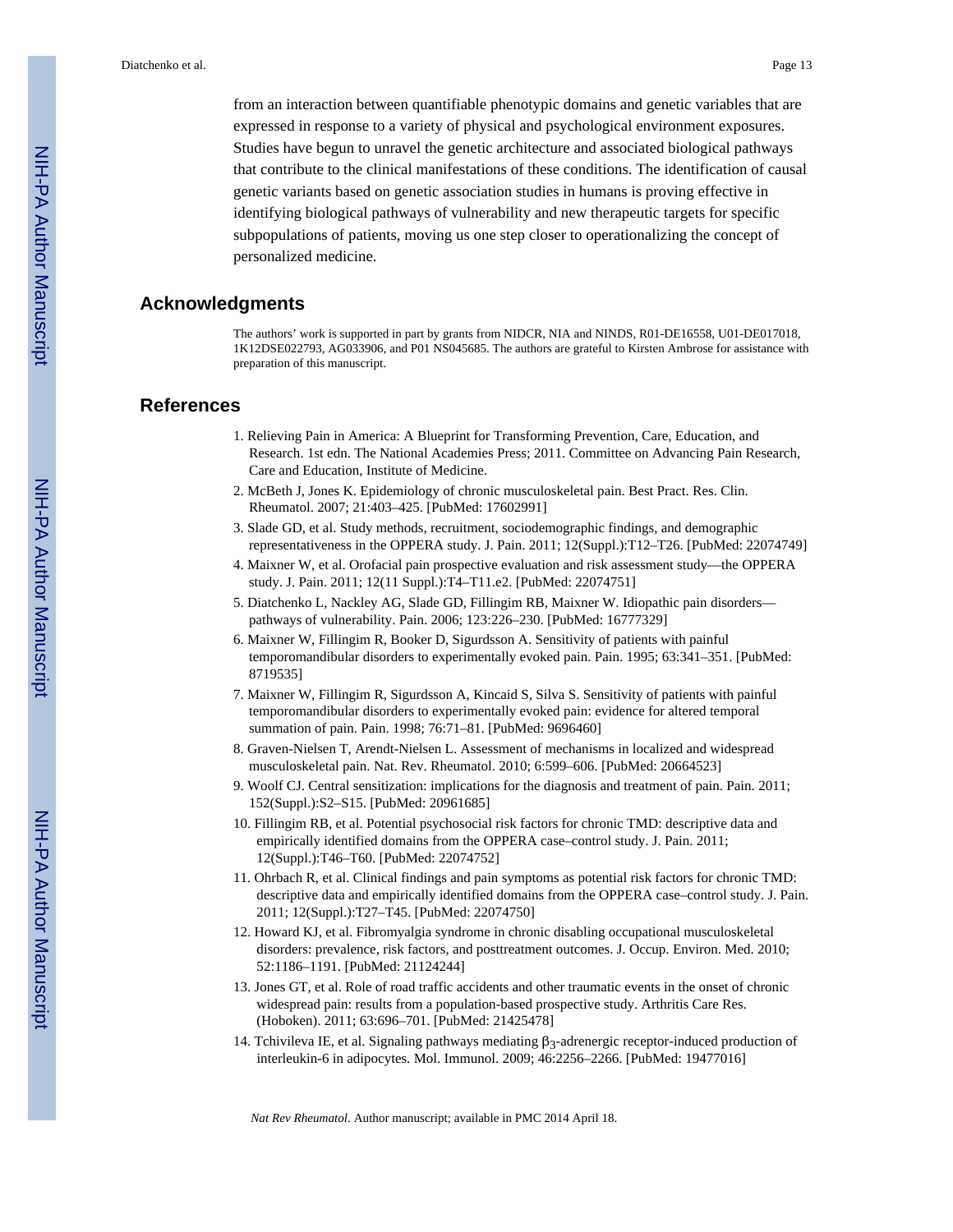from an interaction between quantifiable phenotypic domains and genetic variables that are expressed in response to a variety of physical and psychological environment exposures. Studies have begun to unravel the genetic architecture and associated biological pathways that contribute to the clinical manifestations of these conditions. The identification of causal genetic variants based on genetic association studies in humans is proving effective in identifying biological pathways of vulnerability and new therapeutic targets for specific subpopulations of patients, moving us one step closer to operationalizing the concept of personalized medicine.

## Acknowledgments

The authors' work is supported in part by grants from NIDCR, NIA and NINDS, R01-DE16558, U01-DE017018, 1K12DSE022793, AG033906, and P01 NS045685. The authors are grateful to Kirsten Ambrose for assistance with preparation of this manuscript.

## References

1. Relieving Pain in America: A Blueprint for Transforming Prevention, Care, Education, and Research. 1st edn. The National Academies Press; 2011. Committee on Advancing Pain Research, Care and Education, Institute of Medicine.
2. McBeth J, Jones K. Epidemiology of chronic musculoskeletal pain. Best Pract. Res. Clin. Rheumatol. 2007; 21:403–425. [PubMed: 17602991]
3. Slade GD, et al. Study methods, recruitment, sociodemographic findings, and demographic representativeness in the OPPERA study. J. Pain. 2011; 12(Suppl.):T12–T26. [PubMed: 22074749]
4. Maixner W, et al. Orofacial pain prospective evaluation and risk assessment study—the OPPERA study. J. Pain. 2011; 12(11 Suppl.):T4–T11.e2. [PubMed: 22074751]
5. Diatchenko L, Nackley AG, Slade GD, Fillingim RB, Maixner W. Idiopathic pain disorders—pathways of vulnerability. Pain. 2006; 123:226–230. [PubMed: 16777329]
6. Maixner W, Fillingim R, Booker D, Sigurdsson A. Sensitivity of patients with painful temporomandibular disorders to experimentally evoked pain. Pain. 1995; 63:341–351. [PubMed: 8719535]
7. Maixner W, Fillingim R, Sigurdsson A, Kincaid S, Silva S. Sensitivity of patients with painful temporomandibular disorders to experimentally evoked pain: evidence for altered temporal summation of pain. Pain. 1998; 76:71–81. [PubMed: 9696460]
8. Graven-Nielsen T, Arendt-Nielsen L. Assessment of mechanisms in localized and widespread musculoskeletal pain. Nat. Rev. Rheumatol. 2010; 6:599–606. [PubMed: 20664523]
9. Woolf CJ. Central sensitization: implications for the diagnosis and treatment of pain. Pain. 2011; 152(Suppl.):S2–S15. [PubMed: 20961685]
10. Fillingim RB, et al. Potential psychosocial risk factors for chronic TMD: descriptive data and empirically identified domains from the OPPERA case–control study. J. Pain. 2011; 12(Suppl.):T46–T60. [PubMed: 22074752]
11. Ohrbach R, et al. Clinical findings and pain symptoms as potential risk factors for chronic TMD: descriptive data and empirically identified domains from the OPPERA case–control study. J. Pain. 2011; 12(Suppl.):T27–T45. [PubMed: 22074750]
12. Howard KJ, et al. Fibromyalgia syndrome in chronic disabling occupational musculoskeletal disorders: prevalence, risk factors, and posttreatment outcomes. J. Occup. Environ. Med. 2010; 52:1186–1191. [PubMed: 21124244]
13. Jones GT, et al. Role of road traffic accidents and other traumatic events in the onset of chronic widespread pain: results from a population-based prospective study. Arthritis Care Res. (Hoboken). 2011; 63:696–701. [PubMed: 21425478]
14. Tchivileva IE, et al. Signaling pathways mediating $\beta_3$-adrenergic receptor-induced production of interleukin-6 in adipocytes. Mol. Immunol. 2009; 46:2256–2266. [PubMed: 19477016]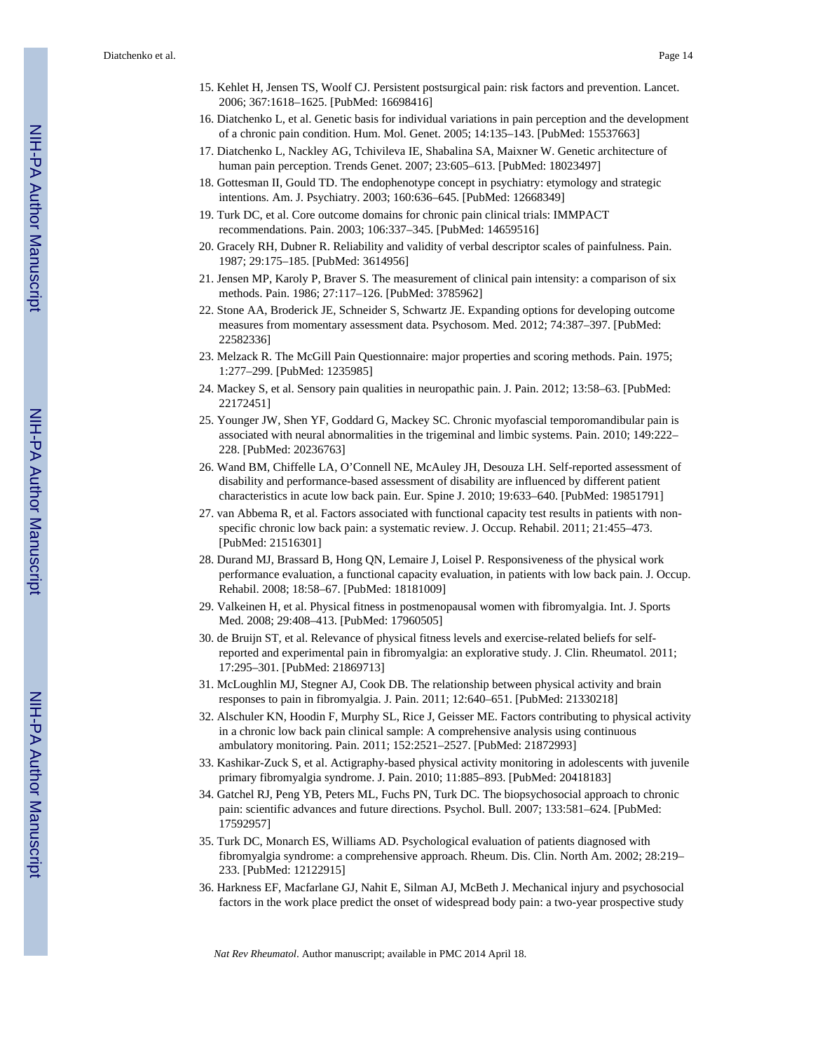15. Kehlet H, Jensen TS, Woolf CJ. Persistent postsurgical pain: risk factors and prevention. Lancet. 2006; 367:1618–1625. [PubMed: 16698416]
16. Diatchenko L, et al. Genetic basis for individual variations in pain perception and the development of a chronic pain condition. Hum. Mol. Genet. 2005; 14:135–143. [PubMed: 15537663]
17. Diatchenko L, Nackley AG, Tchivileva IE, Shabalina SA, Maixner W. Genetic architecture of human pain perception. Trends Genet. 2007; 23:605–613. [PubMed: 18023497]
18. Gottesman II, Gould TD. The endophenotype concept in psychiatry: etymology and strategic intentions. Am. J. Psychiatry. 2003; 160:636–645. [PubMed: 12668349]
19. Turk DC, et al. Core outcome domains for chronic pain clinical trials: IMMPACT recommendations. Pain. 2003; 106:337–345. [PubMed: 14659516]
20. Gracely RH, Dubner R. Reliability and validity of verbal descriptor scales of painfulness. Pain. 1987; 29:175–185. [PubMed: 3614956]
21. Jensen MP, Karoly P, Braver S. The measurement of clinical pain intensity: a comparison of six methods. Pain. 1986; 27:117–126. [PubMed: 3785962]
22. Stone AA, Broderick JE, Schneider S, Schwartz JE. Expanding options for developing outcome measures from momentary assessment data. Psychosom. Med. 2012; 74:387–397. [PubMed: 22582336]
23. Melzack R. The McGill Pain Questionnaire: major properties and scoring methods. Pain. 1975; 1:277–299. [PubMed: 1235985]
24. Mackey S, et al. Sensory pain qualities in neuropathic pain. J. Pain. 2012; 13:58–63. [PubMed: 22172451]
25. Younger JW, Shen YF, Goddard G, Mackey SC. Chronic myofascial temporomandibular pain is associated with neural abnormalities in the trigeminal and limbic systems. Pain. 2010; 149:222–228. [PubMed: 20236763]
26. Wand BM, Chiffelle LA, O'Connell NE, McAuley JH, Desouza LH. Self-reported assessment of disability and performance-based assessment of disability are influenced by different patient characteristics in acute low back pain. Eur. Spine J. 2010; 19:633–640. [PubMed: 19851791]
27. van Abbema R, et al. Factors associated with functional capacity test results in patients with non-specific chronic low back pain: a systematic review. J. Occup. Rehabil. 2011; 21:455–473. [PubMed: 21516301]
28. Durand MJ, Brassard B, Hong QN, Lemaire J, Loisel P. Responsiveness of the physical work performance evaluation, a functional capacity evaluation, in patients with low back pain. J. Occup. Rehabil. 2008; 18:58–67. [PubMed: 18181009]
29. Valkeinen H, et al. Physical fitness in postmenopausal women with fibromyalgia. Int. J. Sports Med. 2008; 29:408–413. [PubMed: 17960505]
30. de Bruijn ST, et al. Relevance of physical fitness levels and exercise-related beliefs for self-reported and experimental pain in fibromyalgia: an explorative study. J. Clin. Rheumatol. 2011; 17:295–301. [PubMed: 21869713]
31. McLoughlin MJ, Stegner AJ, Cook DB. The relationship between physical activity and brain responses to pain in fibromyalgia. J. Pain. 2011; 12:640–651. [PubMed: 21330218]
32. Alschuler KN, Hoodin F, Murphy SL, Rice J, Geisser ME. Factors contributing to physical activity in a chronic low back pain clinical sample: A comprehensive analysis using continuous ambulatory monitoring. Pain. 2011; 152:2521–2527. [PubMed: 21872993]
33. Kashikar-Zuck S, et al. Actigraphy-based physical activity monitoring in adolescents with juvenile primary fibromyalgia syndrome. J. Pain. 2010; 11:885–893. [PubMed: 20418183]
34. Gatchel RJ, Peng YB, Peters ML, Fuchs PN, Turk DC. The biopsychosocial approach to chronic pain: scientific advances and future directions. Psychol. Bull. 2007; 133:581–624. [PubMed: 17592957]
35. Turk DC, Monarch ES, Williams AD. Psychological evaluation of patients diagnosed with fibromyalgia syndrome: a comprehensive approach. Rheum. Dis. Clin. North Am. 2002; 28:219–233. [PubMed: 12122915]
36. Harkness EF, Macfarlane GJ, Nahit E, Silman AJ, McBeth J. Mechanical injury and psychosocial factors in the work place predict the onset of widespread body pain: a two-year prospective study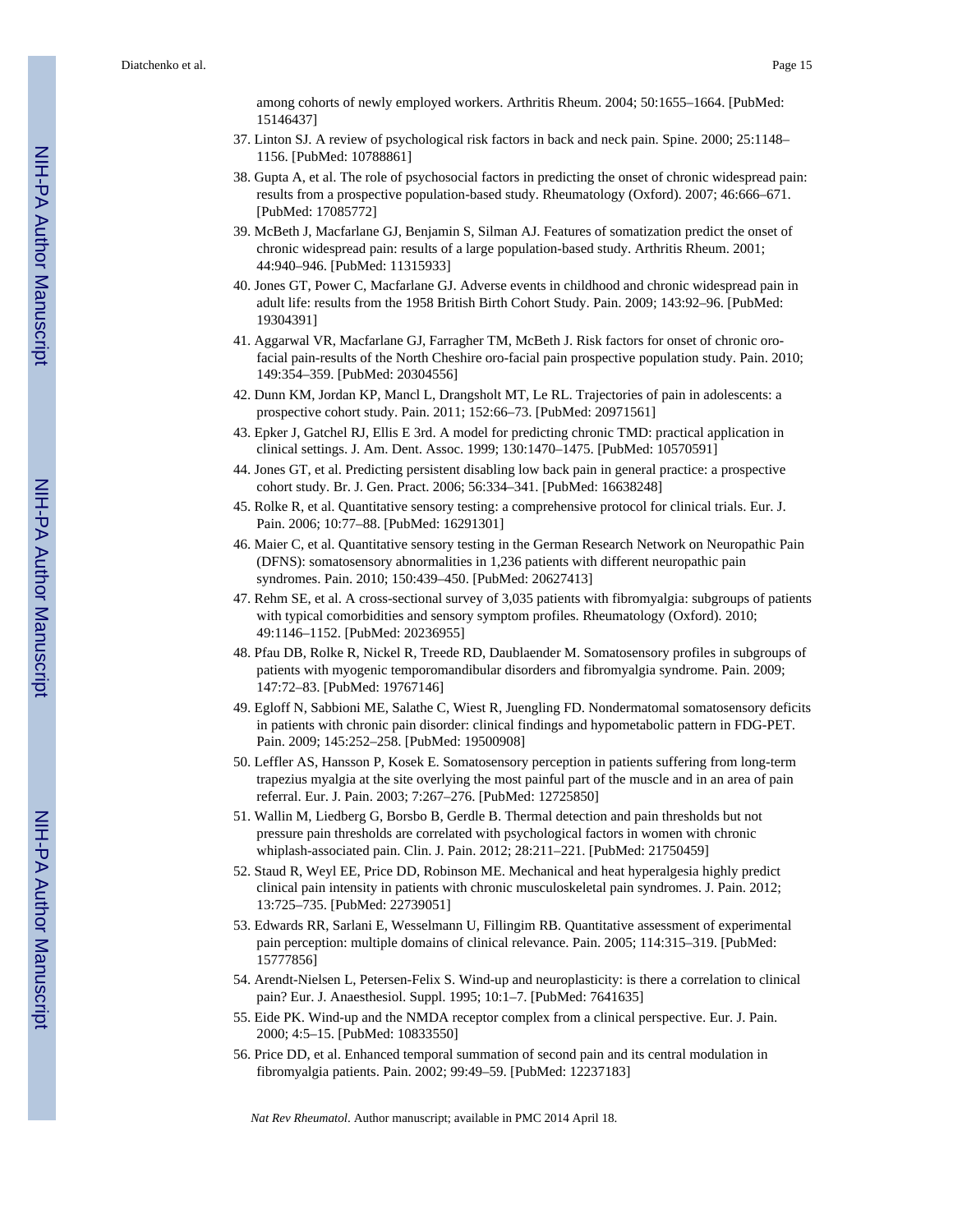among cohorts of newly employed workers. Arthritis Rheum. 2004; 50:1655–1664. [PubMed: 15146437]

37. Linton SJ. A review of psychological risk factors in back and neck pain. Spine. 2000; 25:1148–1156. [PubMed: 10788861]
38. Gupta A, et al. The role of psychosocial factors in predicting the onset of chronic widespread pain: results from a prospective population-based study. Rheumatology (Oxford). 2007; 46:666–671. [PubMed: 17085772]
39. McBeth J, Macfarlane GJ, Benjamin S, Silman AJ. Features of somatization predict the onset of chronic widespread pain: results of a large population-based study. Arthritis Rheum. 2001; 44:940–946. [PubMed: 11315933]
40. Jones GT, Power C, Macfarlane GJ. Adverse events in childhood and chronic widespread pain in adult life: results from the 1958 British Birth Cohort Study. Pain. 2009; 143:92–96. [PubMed: 19304391]
41. Aggarwal VR, Macfarlane GJ, Farragher TM, McBeth J. Risk factors for onset of chronic oro-facial pain-results of the North Cheshire oro-facial pain prospective population study. Pain. 2010; 149:354–359. [PubMed: 20304556]
42. Dunn KM, Jordan KP, Mancl L, Drangsholt MT, Le RL. Trajectories of pain in adolescents: a prospective cohort study. Pain. 2011; 152:66–73. [PubMed: 20971561]
43. Epker J, Gatchel RJ, Ellis E 3rd. A model for predicting chronic TMD: practical application in clinical settings. J. Am. Dent. Assoc. 1999; 130:1470–1475. [PubMed: 10570591]
44. Jones GT, et al. Predicting persistent disabling low back pain in general practice: a prospective cohort study. Br. J. Gen. Pract. 2006; 56:334–341. [PubMed: 16638248]
45. Rolke R, et al. Quantitative sensory testing: a comprehensive protocol for clinical trials. Eur. J. Pain. 2006; 10:77–88. [PubMed: 16291301]
46. Maier C, et al. Quantitative sensory testing in the German Research Network on Neuropathic Pain (DFNS): somatosensory abnormalities in 1,236 patients with different neuropathic pain syndromes. Pain. 2010; 150:439–450. [PubMed: 20627413]
47. Rehm SE, et al. A cross-sectional survey of 3,035 patients with fibromyalgia: subgroups of patients with typical comorbidities and sensory symptom profiles. Rheumatology (Oxford). 2010; 49:1146–1152. [PubMed: 20236955]
48. Pfau DB, Rolke R, Nickel R, Treede RD, Daublaender M. Somatosensory profiles in subgroups of patients with myogenic temporomandibular disorders and fibromyalgia syndrome. Pain. 2009; 147:72–83. [PubMed: 19767146]
49. Egloff N, Sabbioni ME, Salathe C, Wiest R, Juengling FD. Nondermatomal somatosensory deficits in patients with chronic pain disorder: clinical findings and hypometabolic pattern in FDG-PET. Pain. 2009; 145:252–258. [PubMed: 19500908]
50. Leffler AS, Hansson P, Kosek E. Somatosensory perception in patients suffering from long-term trapezius myalgia at the site overlying the most painful part of the muscle and in an area of pain referral. Eur. J. Pain. 2003; 7:267–276. [PubMed: 12725850]
51. Wallin M, Liedberg G, Borsbo B, Gerdle B. Thermal detection and pain thresholds but not pressure pain thresholds are correlated with psychological factors in women with chronic whiplash-associated pain. Clin. J. Pain. 2012; 28:211–221. [PubMed: 21750459]
52. Staud R, Weyl EE, Price DD, Robinson ME. Mechanical and heat hyperalgesia highly predict clinical pain intensity in patients with chronic musculoskeletal pain syndromes. J. Pain. 2012; 13:725–735. [PubMed: 22739051]
53. Edwards RR, Sarlani E, Wesselmann U, Fillingim RB. Quantitative assessment of experimental pain perception: multiple domains of clinical relevance. Pain. 2005; 114:315–319. [PubMed: 15777856]
54. Arendt-Nielsen L, Petersen-Felix S. Wind-up and neuroplasticity: is there a correlation to clinical pain? Eur. J. Anaesthesiol. Suppl. 1995; 10:1–7. [PubMed: 7641635]
55. Eide PK. Wind-up and the NMDA receptor complex from a clinical perspective. Eur. J. Pain. 2000; 4:5–15. [PubMed: 10833550]
56. Price DD, et al. Enhanced temporal summation of second pain and its central modulation in fibromyalgia patients. Pain. 2002; 99:49–59. [PubMed: 12237183]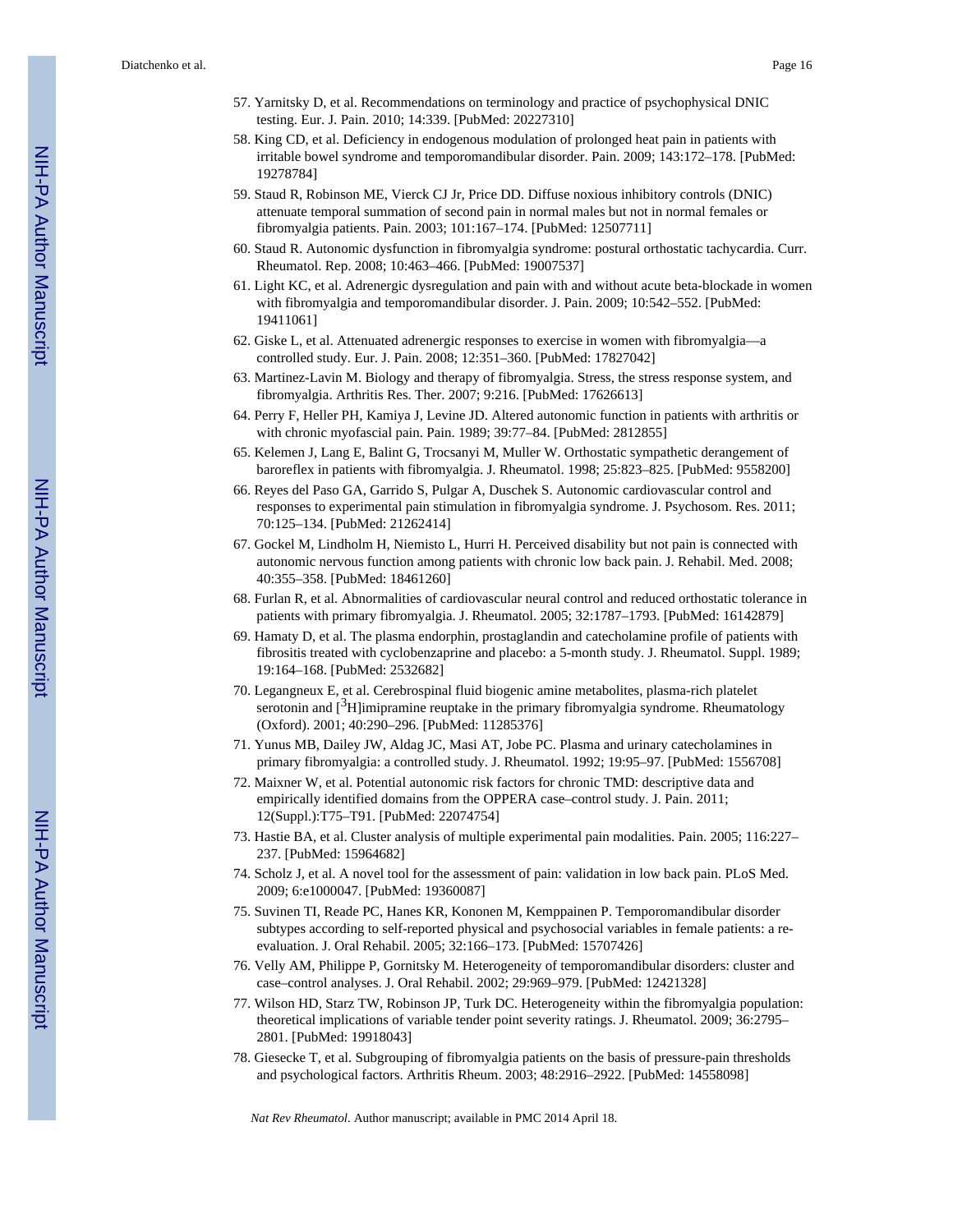57. Yarnitsky D, et al. Recommendations on terminology and practice of psychophysical DNIC testing. Eur. J. Pain. 2010; 14:339. [PubMed: 20227310]
58. King CD, et al. Deficiency in endogenous modulation of prolonged heat pain in patients with irritable bowel syndrome and temporomandibular disorder. Pain. 2009; 143:172–178. [PubMed: 19278784]
59. Staud R, Robinson ME, Vierck CJ Jr, Price DD. Diffuse noxious inhibitory controls (DNIC) attenuate temporal summation of second pain in normal males but not in normal females or fibromyalgia patients. Pain. 2003; 101:167–174. [PubMed: 12507711]
60. Staud R. Autonomic dysfunction in fibromyalgia syndrome: postural orthostatic tachycardia. Curr. Rheumatol. Rep. 2008; 10:463–466. [PubMed: 19007537]
61. Light KC, et al. Adrenergic dysregulation and pain with and without acute beta-blockade in women with fibromyalgia and temporomandibular disorder. J. Pain. 2009; 10:542–552. [PubMed: 19411061]
62. Giske L, et al. Attenuated adrenergic responses to exercise in women with fibromyalgia—a controlled study. Eur. J. Pain. 2008; 12:351–360. [PubMed: 17827042]
63. Martinez-Lavin M. Biology and therapy of fibromyalgia. Stress, the stress response system, and fibromyalgia. Arthritis Res. Ther. 2007; 9:216. [PubMed: 17626613]
64. Perry F, Heller PH, Kamiya J, Levine JD. Altered autonomic function in patients with arthritis or with chronic myofascial pain. Pain. 1989; 39:77–84. [PubMed: 2812855]
65. Kelemen J, Lang E, Balint G, Trocsanyi M, Muller W. Orthostatic sympathetic derangement of baroreflex in patients with fibromyalgia. J. Rheumatol. 1998; 25:823–825. [PubMed: 9558200]
66. Reyes del Paso GA, Garrido S, Pulgar A, Duschek S. Autonomic cardiovascular control and responses to experimental pain stimulation in fibromyalgia syndrome. J. Psychosom. Res. 2011; 70:125–134. [PubMed: 21262414]
67. Gockel M, Lindholm H, Niemisto L, Hurri H. Perceived disability but not pain is connected with autonomic nervous function among patients with chronic low back pain. J. Rehabil. Med. 2008; 40:355–358. [PubMed: 18461260]
68. Furlan R, et al. Abnormalities of cardiovascular neural control and reduced orthostatic tolerance in patients with primary fibromyalgia. J. Rheumatol. 2005; 32:1787–1793. [PubMed: 16142879]
69. Hamaty D, et al. The plasma endorphin, prostaglandin and catecholamine profile of patients with fibrositis treated with cyclobenzaprine and placebo: a 5-month study. J. Rheumatol. Suppl. 1989; 19:164–168. [PubMed: 2532682]
70. Legangneux E, et al. Cerebrospinal fluid biogenic amine metabolites, plasma-rich platelet serotonin and [$^{3}$H]imipramine reuptake in the primary fibromyalgia syndrome. Rheumatology (Oxford). 2001; 40:290–296. [PubMed: 11285376]
71. Yunus MB, Dailey JW, Aldag JC, Masi AT, Jobe PC. Plasma and urinary catecholamines in primary fibromyalgia: a controlled study. J. Rheumatol. 1992; 19:95–97. [PubMed: 1556708]
72. Maixner W, et al. Potential autonomic risk factors for chronic TMD: descriptive data and empirically identified domains from the OPPERA case–control study. J. Pain. 2011; 12(Suppl.):T75–T91. [PubMed: 22074754]
73. Hastie BA, et al. Cluster analysis of multiple experimental pain modalities. Pain. 2005; 116:227–237. [PubMed: 15964682]
74. Scholz J, et al. A novel tool for the assessment of pain: validation in low back pain. PLoS Med. 2009; 6:e1000047. [PubMed: 19360087]
75. Suvinen TI, Reade PC, Hanes KR, Kononen M, Kemppainen P. Temporomandibular disorder subtypes according to self-reported physical and psychosocial variables in female patients: a re-evaluation. J. Oral Rehabil. 2005; 32:166–173. [PubMed: 15707426]
76. Velly AM, Philippe P, Gornitsky M. Heterogeneity of temporomandibular disorders: cluster and case–control analyses. J. Oral Rehabil. 2002; 29:969–979. [PubMed: 12421328]
77. Wilson HD, Starz TW, Robinson JP, Turk DC. Heterogeneity within the fibromyalgia population: theoretical implications of variable tender point severity ratings. J. Rheumatol. 2009; 36:2795–2801. [PubMed: 19918043]
78. Giesecke T, et al. Subgrouping of fibromyalgia patients on the basis of pressure-pain thresholds and psychological factors. Arthritis Rheum. 2003; 48:2916–2922. [PubMed: 14558098]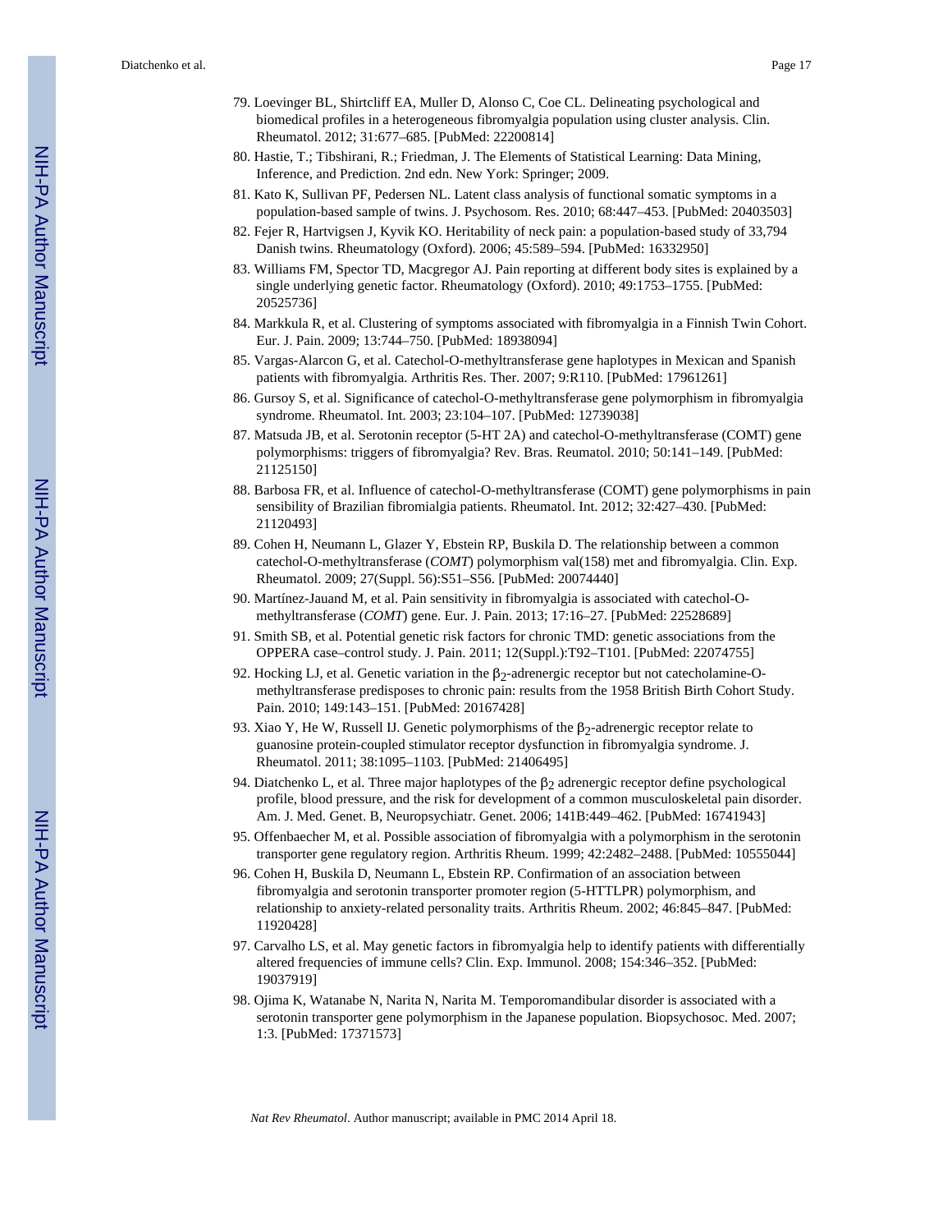79. Loevinger BL, Shirtcliff EA, Muller D, Alonso C, Coe CL. Delineating psychological and biomedical profiles in a heterogeneous fibromyalgia population using cluster analysis. Clin. Rheumatol. 2012; 31:677–685. [PubMed: 22200814]

80. Hastie, T.; Tibshirani, R.; Friedman, J. The Elements of Statistical Learning: Data Mining, Inference, and Prediction. 2nd edn. New York: Springer; 2009.

81. Kato K, Sullivan PF, Pedersen NL. Latent class analysis of functional somatic symptoms in a population-based sample of twins. J. Psychosom. Res. 2010; 68:447–453. [PubMed: 20403503]

82. Fejer R, Hartvigsen J, Kyvik KO. Heritability of neck pain: a population-based study of 33,794 Danish twins. Rheumatology (Oxford). 2006; 45:589–594. [PubMed: 16332950]

83. Williams FM, Spector TD, Macgregor AJ. Pain reporting at different body sites is explained by a single underlying genetic factor. Rheumatology (Oxford). 2010; 49:1753–1755. [PubMed: 20525736]

84. Markkula R, et al. Clustering of symptoms associated with fibromyalgia in a Finnish Twin Cohort. Eur. J. Pain. 2009; 13:744–750. [PubMed: 18938094]

85. Vargas-Alarcon G, et al. Catechol-O-methyltransferase gene haplotypes in Mexican and Spanish patients with fibromyalgia. Arthritis Res. Ther. 2007; 9:R110. [PubMed: 17961261]

86. Gursoy S, et al. Significance of catechol-O-methyltransferase gene polymorphism in fibromyalgia syndrome. Rheumatol. Int. 2003; 23:104–107. [PubMed: 12739038]

87. Matsuda JB, et al. Serotonin receptor (5-HT 2A) and catechol-O-methyltransferase (COMT) gene polymorphisms: triggers of fibromyalgia? Rev. Bras. Reumatol. 2010; 50:141–149. [PubMed: 21125150]

88. Barbosa FR, et al. Influence of catechol-O-methyltransferase (COMT) gene polymorphisms in pain sensibility of Brazilian fibromialgia patients. Rheumatol. Int. 2012; 32:427–430. [PubMed: 21120493]

89. Cohen H, Neumann L, Glazer Y, Ebstein RP, Buskila D. The relationship between a common catechol-O-methyltransferase (*COMT*) polymorphism val(158) met and fibromyalgia. Clin. Exp. Rheumatol. 2009; 27(Suppl. 56):S51–S56. [PubMed: 20074440]

90. Martínez-Jauand M, et al. Pain sensitivity in fibromyalgia is associated with catechol-O-methyltransferase (*COMT*) gene. Eur. J. Pain. 2013; 17:16–27. [PubMed: 22528689]

91. Smith SB, et al. Potential genetic risk factors for chronic TMD: genetic associations from the OPPERA case–control study. J. Pain. 2011; 12(Suppl.):T92–T101. [PubMed: 22074755]

92. Hocking LJ, et al. Genetic variation in the $\beta_2$-adrenergic receptor but not catecholamine-O-methyltransferase predisposes to chronic pain: results from the 1958 British Birth Cohort Study. Pain. 2010; 149:143–151. [PubMed: 20167428]

93. Xiao Y, He W, Russell IJ. Genetic polymorphisms of the $\beta_2$-adrenergic receptor relate to guanosine protein-coupled stimulator receptor dysfunction in fibromyalgia syndrome. J. Rheumatol. 2011; 38:1095–1103. [PubMed: 21406495]

94. Diatchenko L, et al. Three major haplotypes of the $\beta_2$ adrenergic receptor define psychological profile, blood pressure, and the risk for development of a common musculoskeletal pain disorder. Am. J. Med. Genet. B, Neuropsychiatr. Genet. 2006; 141B:449–462. [PubMed: 16741943]

95. Offenbaecher M, et al. Possible association of fibromyalgia with a polymorphism in the serotonin transporter gene regulatory region. Arthritis Rheum. 1999; 42:2482–2488. [PubMed: 10555044]

96. Cohen H, Buskila D, Neumann L, Ebstein RP. Confirmation of an association between fibromyalgia and serotonin transporter promoter region (5-HTTLPR) polymorphism, and relationship to anxiety-related personality traits. Arthritis Rheum. 2002; 46:845–847. [PubMed: 11920428]

97. Carvalho LS, et al. May genetic factors in fibromyalgia help to identify patients with differentially altered frequencies of immune cells? Clin. Exp. Immunol. 2008; 154:346–352. [PubMed: 19037919]

98. Ojima K, Watanabe N, Narita N, Narita M. Temporomandibular disorder is associated with a serotonin transporter gene polymorphism in the Japanese population. Biopsychosoc. Med. 2007; 1:3. [PubMed: 17371573]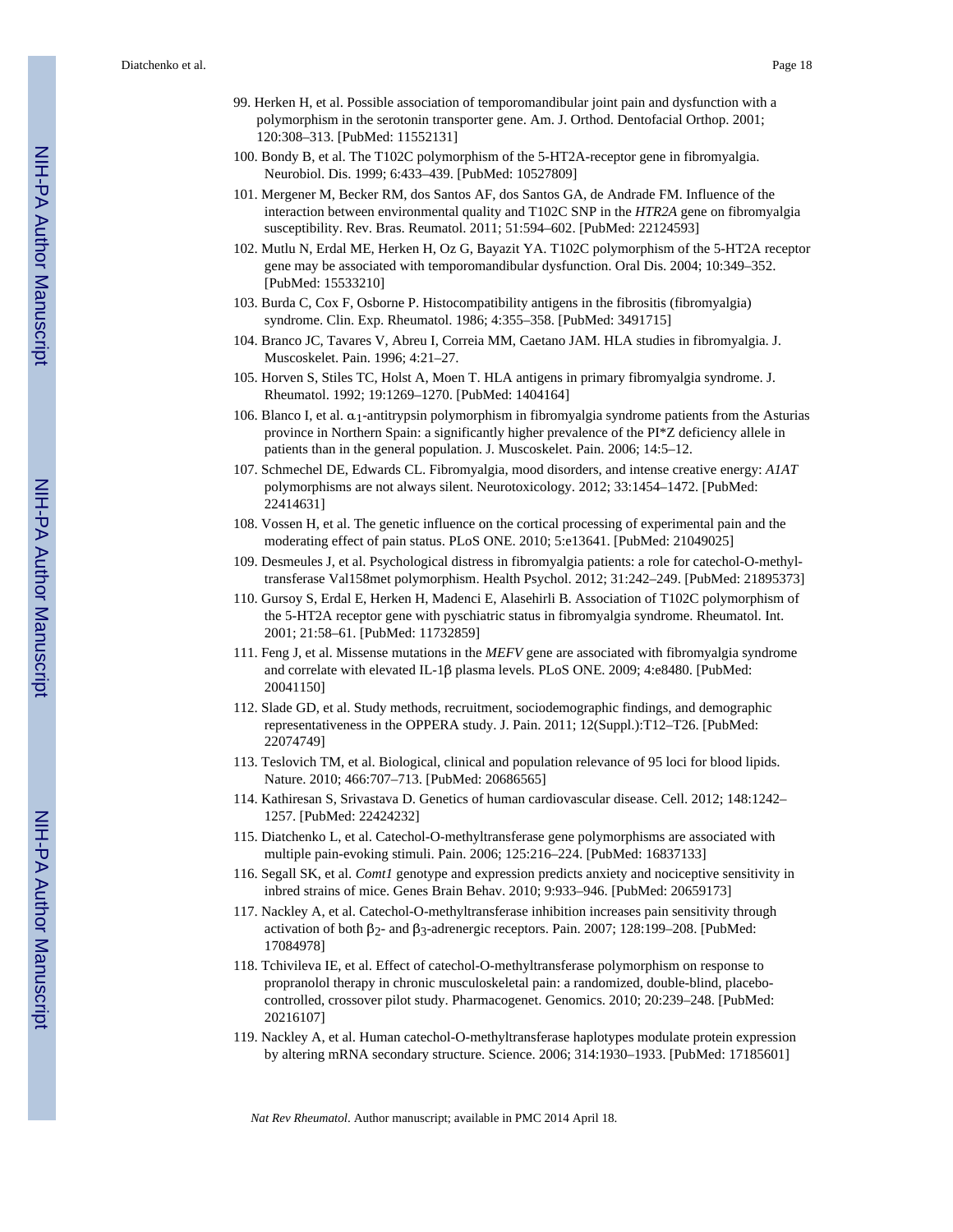99. Herken H, et al. Possible association of temporomandibular joint pain and dysfunction with a polymorphism in the serotonin transporter gene. Am. J. Orthod. Dentofacial Orthop. 2001; 120:308–313. [PubMed: 11552131]

100. Bondy B, et al. The T102C polymorphism of the 5-HT2A-receptor gene in fibromyalgia. Neurobiol. Dis. 1999; 6:433–439. [PubMed: 10527809]

101. Mergener M, Becker RM, dos Santos AF, dos Santos GA, de Andrade FM. Influence of the interaction between environmental quality and T102C SNP in the *HTR2A* gene on fibromyalgia susceptibility. Rev. Bras. Reumatol. 2011; 51:594–602. [PubMed: 22124593]

102. Mutlu N, Erdal ME, Herken H, Oz G, Bayazit YA. T102C polymorphism of the 5-HT2A receptor gene may be associated with temporomandibular dysfunction. Oral Dis. 2004; 10:349–352. [PubMed: 15533210]

103. Burda C, Cox F, Osborne P. Histocompatibility antigens in the fibrositis (fibromyalgia) syndrome. Clin. Exp. Rheumatol. 1986; 4:355–358. [PubMed: 3491715]

104. Branco JC, Tavares V, Abreu I, Correia MM, Caetano JAM. HLA studies in fibromyalgia. J. Muscoskelet. Pain. 1996; 4:21–27.

105. Horven S, Stiles TC, Holst A, Moen T. HLA antigens in primary fibromyalgia syndrome. J. Rheumatol. 1992; 19:1269–1270. [PubMed: 1404164]

106. Blanco I, et al. $\alpha_1$-antitrypsin polymorphism in fibromyalgia syndrome patients from the Asturias province in Northern Spain: a significantly higher prevalence of the PI*Z deficiency allele in patients than in the general population. J. Muscoskelet. Pain. 2006; 14:5–12.

107. Schmechel DE, Edwards CL. Fibromyalgia, mood disorders, and intense creative energy: *A1AT* polymorphisms are not always silent. Neurotoxicology. 2012; 33:1454–1472. [PubMed: 22414631]

108. Vossen H, et al. The genetic influence on the cortical processing of experimental pain and the moderating effect of pain status. PLoS ONE. 2010; 5:e13641. [PubMed: 21049025]

109. Desmeules J, et al. Psychological distress in fibromyalgia patients: a role for catechol-O-methyl-transferase Val158met polymorphism. Health Psychol. 2012; 31:242–249. [PubMed: 21895373]

110. Gursoy S, Erdal E, Herken H, Madenci E, Alasehirli B. Association of T102C polymorphism of the 5-HT2A receptor gene with pyschiatric status in fibromyalgia syndrome. Rheumatol. Int. 2001; 21:58–61. [PubMed: 11732859]

111. Feng J, et al. Missense mutations in the *MEFV* gene are associated with fibromyalgia syndrome and correlate with elevated IL-1β plasma levels. PLoS ONE. 2009; 4:e8480. [PubMed: 20041150]

112. Slade GD, et al. Study methods, recruitment, sociodemographic findings, and demographic representativeness in the OPPERA study. J. Pain. 2011; 12(Suppl.):T12–T26. [PubMed: 22074749]

113. Teslovich TM, et al. Biological, clinical and population relevance of 95 loci for blood lipids. Nature. 2010; 466:707–713. [PubMed: 20686565]

114. Kathiresan S, Srivastava D. Genetics of human cardiovascular disease. Cell. 2012; 148:1242–1257. [PubMed: 22424232]

115. Diatchenko L, et al. Catechol-O-methyltransferase gene polymorphisms are associated with multiple pain-evoking stimuli. Pain. 2006; 125:216–224. [PubMed: 16837133]

116. Segall SK, et al. *Comt1* genotype and expression predicts anxiety and nociceptive sensitivity in inbred strains of mice. Genes Brain Behav. 2010; 9:933–946. [PubMed: 20659173]

117. Nackley A, et al. Catechol-O-methyltransferase inhibition increases pain sensitivity through activation of both $\beta_2$- and $\beta_3$-adrenergic receptors. Pain. 2007; 128:199–208. [PubMed: 17084978]

118. Tchivileva IE, et al. Effect of catechol-O-methyltransferase polymorphism on response to propranolol therapy in chronic musculoskeletal pain: a randomized, double-blind, placebo-controlled, crossover pilot study. Pharmacogenet. Genomics. 2010; 20:239–248. [PubMed: 20216107]

119. Nackley A, et al. Human catechol-O-methyltransferase haplotypes modulate protein expression by altering mRNA secondary structure. Science. 2006; 314:1930–1933. [PubMed: 17185601]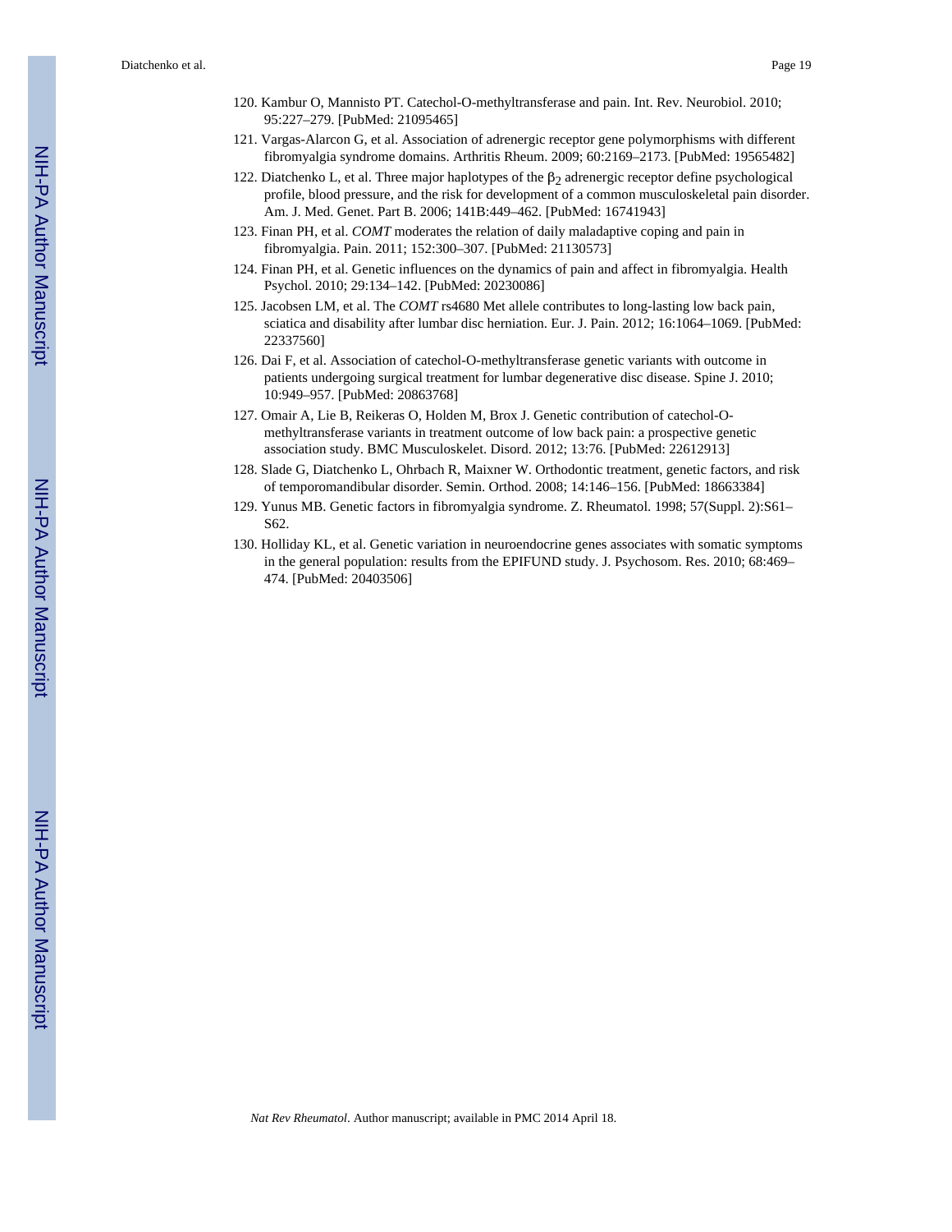120. Kambur O, Mannisto PT. Catechol-O-methyltransferase and pain. Int. Rev. Neurobiol. 2010; 95:227–279. [PubMed: 21095465]
121. Vargas-Alarcon G, et al. Association of adrenergic receptor gene polymorphisms with different fibromyalgia syndrome domains. Arthritis Rheum. 2009; 60:2169–2173. [PubMed: 19565482]
122. Diatchenko L, et al. Three major haplotypes of the $\beta_2$ adrenergic receptor define psychological profile, blood pressure, and the risk for development of a common musculoskeletal pain disorder. Am. J. Med. Genet. Part B. 2006; 141B:449–462. [PubMed: 16741943]
123. Finan PH, et al. *COMT* moderates the relation of daily maladaptive coping and pain in fibromyalgia. Pain. 2011; 152:300–307. [PubMed: 21130573]
124. Finan PH, et al. Genetic influences on the dynamics of pain and affect in fibromyalgia. Health Psychol. 2010; 29:134–142. [PubMed: 20230086]
125. Jacobsen LM, et al. The *COMT* rs4680 Met allele contributes to long-lasting low back pain, sciatica and disability after lumbar disc herniation. Eur. J. Pain. 2012; 16:1064–1069. [PubMed: 22337560]
126. Dai F, et al. Association of catechol-O-methyltransferase genetic variants with outcome in patients undergoing surgical treatment for lumbar degenerative disc disease. Spine J. 2010; 10:949–957. [PubMed: 20863768]
127. Omair A, Lie B, Reikeras O, Holden M, Brox J. Genetic contribution of catechol-O-methyltransferase variants in treatment outcome of low back pain: a prospective genetic association study. BMC Musculoskelet. Disord. 2012; 13:76. [PubMed: 22612913]
128. Slade G, Diatchenko L, Ohrbach R, Maixner W. Orthodontic treatment, genetic factors, and risk of temporomandibular disorder. Semin. Orthod. 2008; 14:146–156. [PubMed: 18663384]
129. Yunus MB. Genetic factors in fibromyalgia syndrome. Z. Rheumatol. 1998; 57(Suppl. 2):S61–S62.
130. Holliday KL, et al. Genetic variation in neuroendocrine genes associates with somatic symptoms in the general population: results from the EPIFUND study. J. Psychosom. Res. 2010; 68:469–474. [PubMed: 20403506]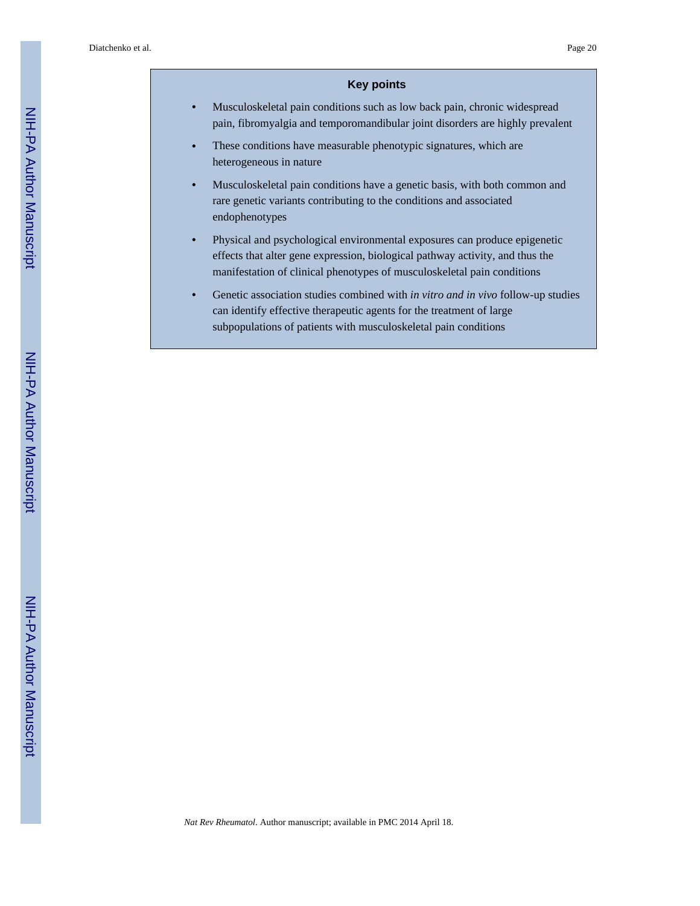## Key points

- Musculoskeletal pain conditions such as low back pain, chronic widespread pain, fibromyalgia and temporomandibular joint disorders are highly prevalent
- These conditions have measurable phenotypic signatures, which are heterogeneous in nature
- Musculoskeletal pain conditions have a genetic basis, with both common and rare genetic variants contributing to the conditions and associated endophenotypes
- Physical and psychological environmental exposures can produce epigenetic effects that alter gene expression, biological pathway activity, and thus the manifestation of clinical phenotypes of musculoskeletal pain conditions
- Genetic association studies combined with *in vitro and in vivo* follow-up studies can identify effective therapeutic agents for the treatment of large subpopulations of patients with musculoskeletal pain conditions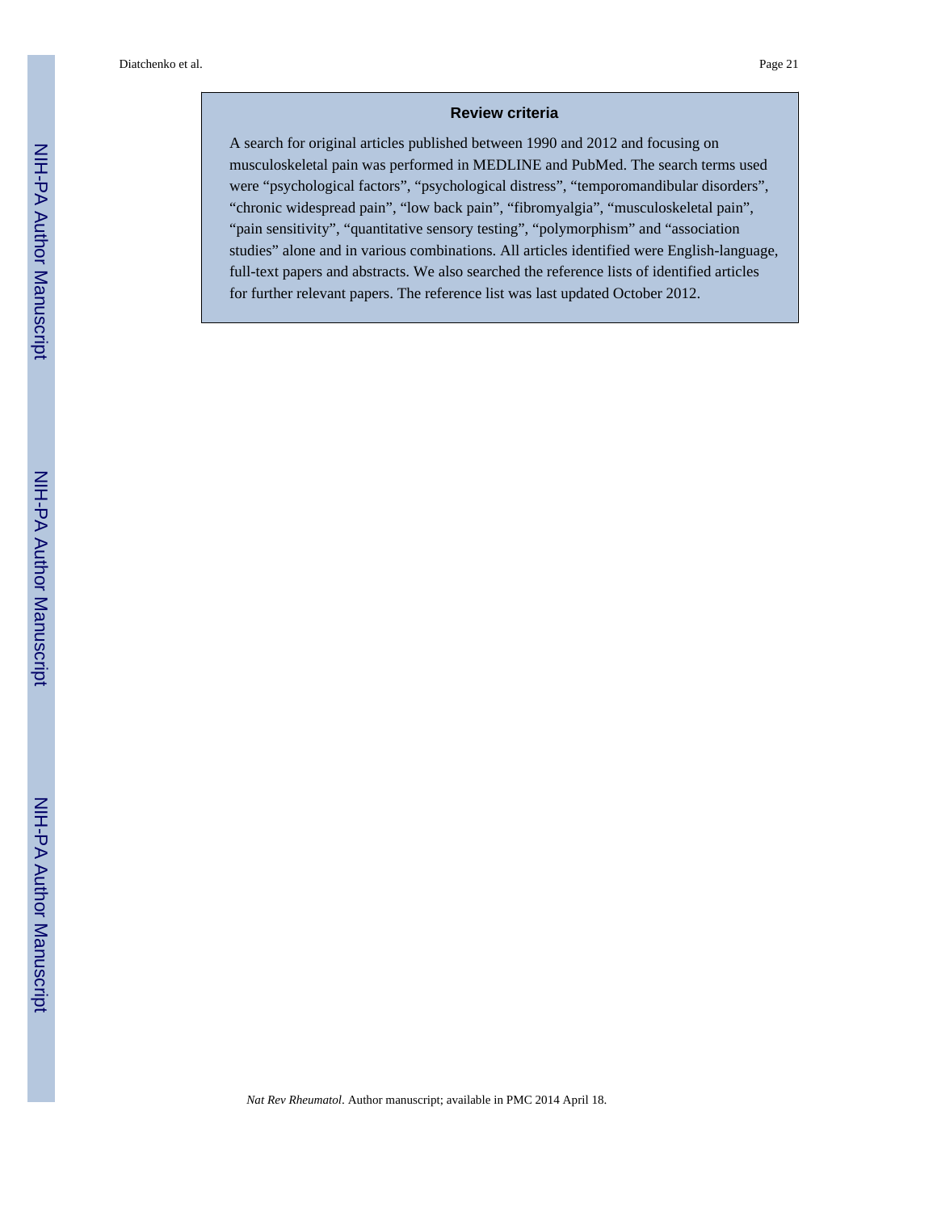## Review criteria

A search for original articles published between 1990 and 2012 and focusing on musculoskeletal pain was performed in MEDLINE and PubMed. The search terms used were "psychological factors", "psychological distress", "temporomandibular disorders", "chronic widespread pain", "low back pain", "fibromyalgia", "musculoskeletal pain", "pain sensitivity", "quantitative sensory testing", "polymorphism" and "association studies" alone and in various combinations. All articles identified were English-language, full-text papers and abstracts. We also searched the reference lists of identified articles for further relevant papers. The reference list was last updated October 2012.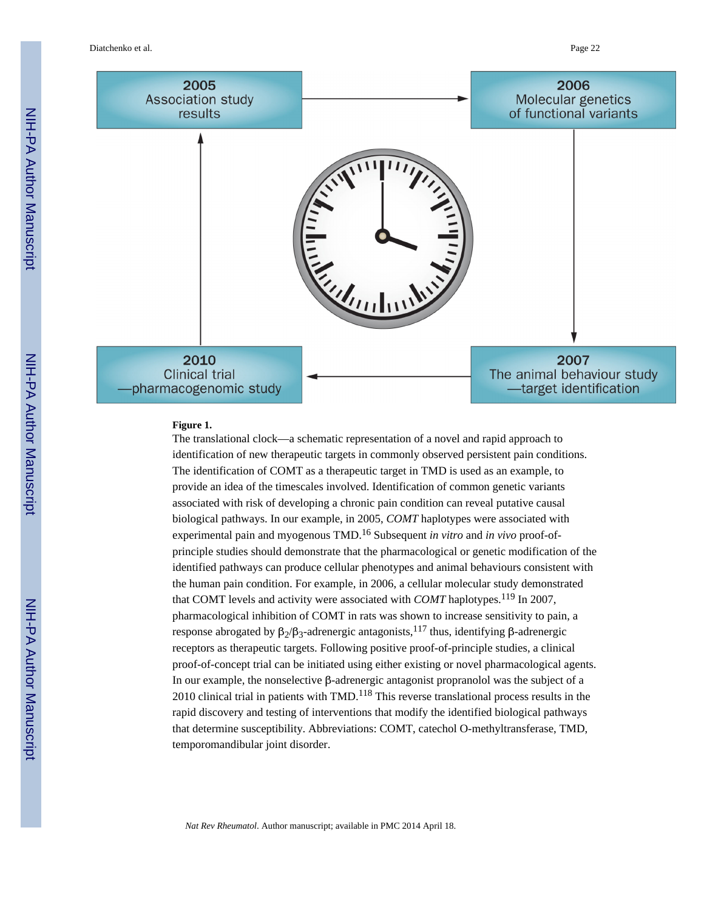2005
Association study results

2006
Molecular genetics of functional variants

2007
The animal behaviour study —target identification

2010
Clinical trial —pharmacogenomic study

**Figure 1.**

The translational clock—a schematic representation of a novel and rapid approach to identification of new therapeutic targets in commonly observed persistent pain conditions. The identification of COMT as a therapeutic target in TMD is used as an example, to provide an idea of the timescales involved. Identification of common genetic variants associated with risk of developing a chronic pain condition can reveal putative causal biological pathways. In our example, in 2005, *COMT* haplotypes were associated with experimental pain and myogenous TMD.[16] Subsequent *in vitro* and *in vivo* proof-of-principle studies should demonstrate that the pharmacological or genetic modification of the identified pathways can produce cellular phenotypes and animal behaviours consistent with the human pain condition. For example, in 2006, a cellular molecular study demonstrated that COMT levels and activity were associated with *COMT* haplotypes.[119] In 2007, pharmacological inhibition of COMT in rats was shown to increase sensitivity to pain, a response abrogated by $\beta_2/\beta_3$-adrenergic antagonists,[117] thus, identifying β-adrenergic receptors as therapeutic targets. Following positive proof-of-principle studies, a clinical proof-of-concept trial can be initiated using either existing or novel pharmacological agents. In our example, the nonselective β-adrenergic antagonist propranolol was the subject of a 2010 clinical trial in patients with TMD.[118] This reverse translational process results in the rapid discovery and testing of interventions that modify the identified biological pathways that determine susceptibility. Abbreviations: COMT, catechol O-methyltransferase, TMD, temporomandibular joint disorder.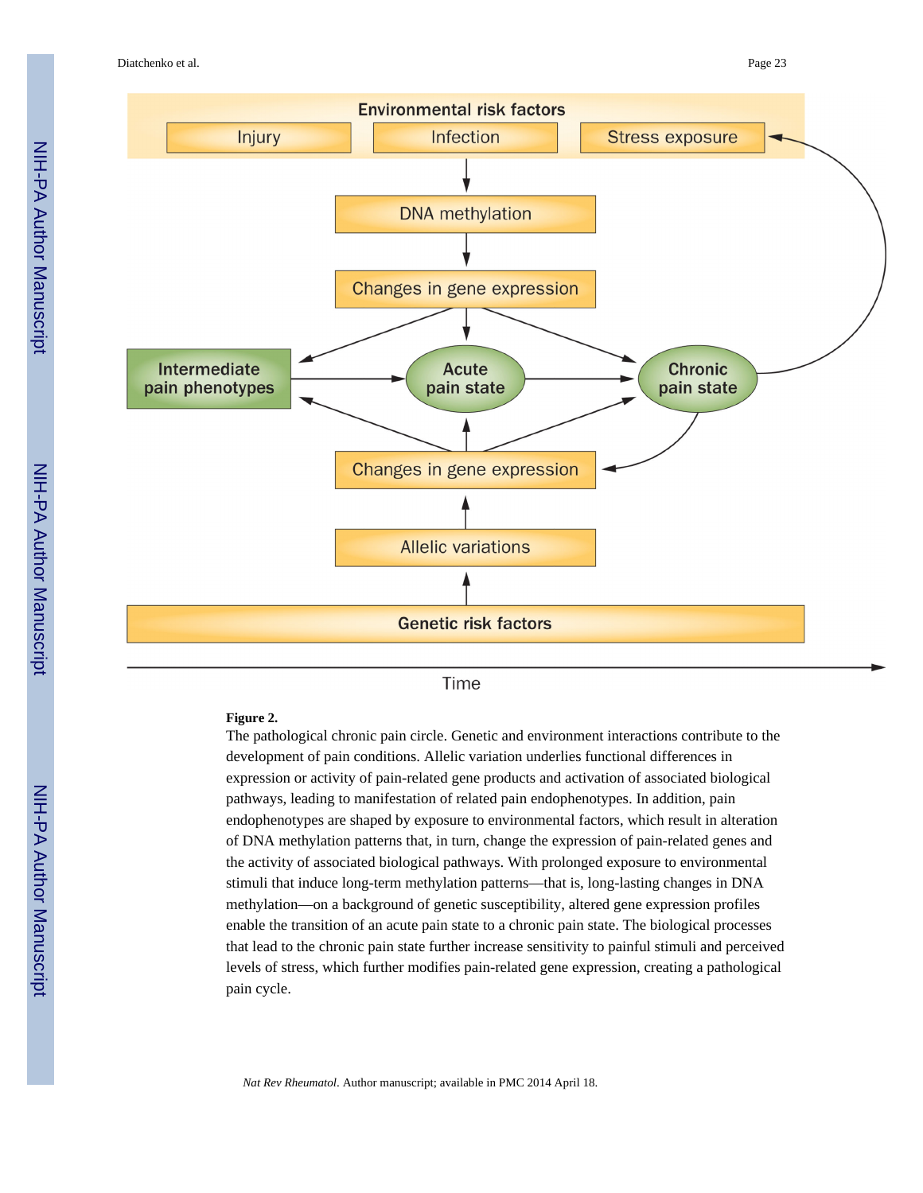**Figure 2.**

The pathological chronic pain circle. Genetic and environment interactions contribute to the development of pain conditions. Allelic variation underlies functional differences in expression or activity of pain-related gene products and activation of associated biological pathways, leading to manifestation of related pain endophenotypes. In addition, pain endophenotypes are shaped by exposure to environmental factors, which result in alteration of DNA methylation patterns that, in turn, change the expression of pain-related genes and the activity of associated biological pathways. With prolonged exposure to environmental stimuli that induce long-term methylation patterns—that is, long-lasting changes in DNA methylation—on a background of genetic susceptibility, altered gene expression profiles enable the transition of an acute pain state to a chronic pain state. The biological processes that lead to the chronic pain state further increase sensitivity to painful stimuli and perceived levels of stress, which further modifies pain-related gene expression, creating a pathological pain cycle.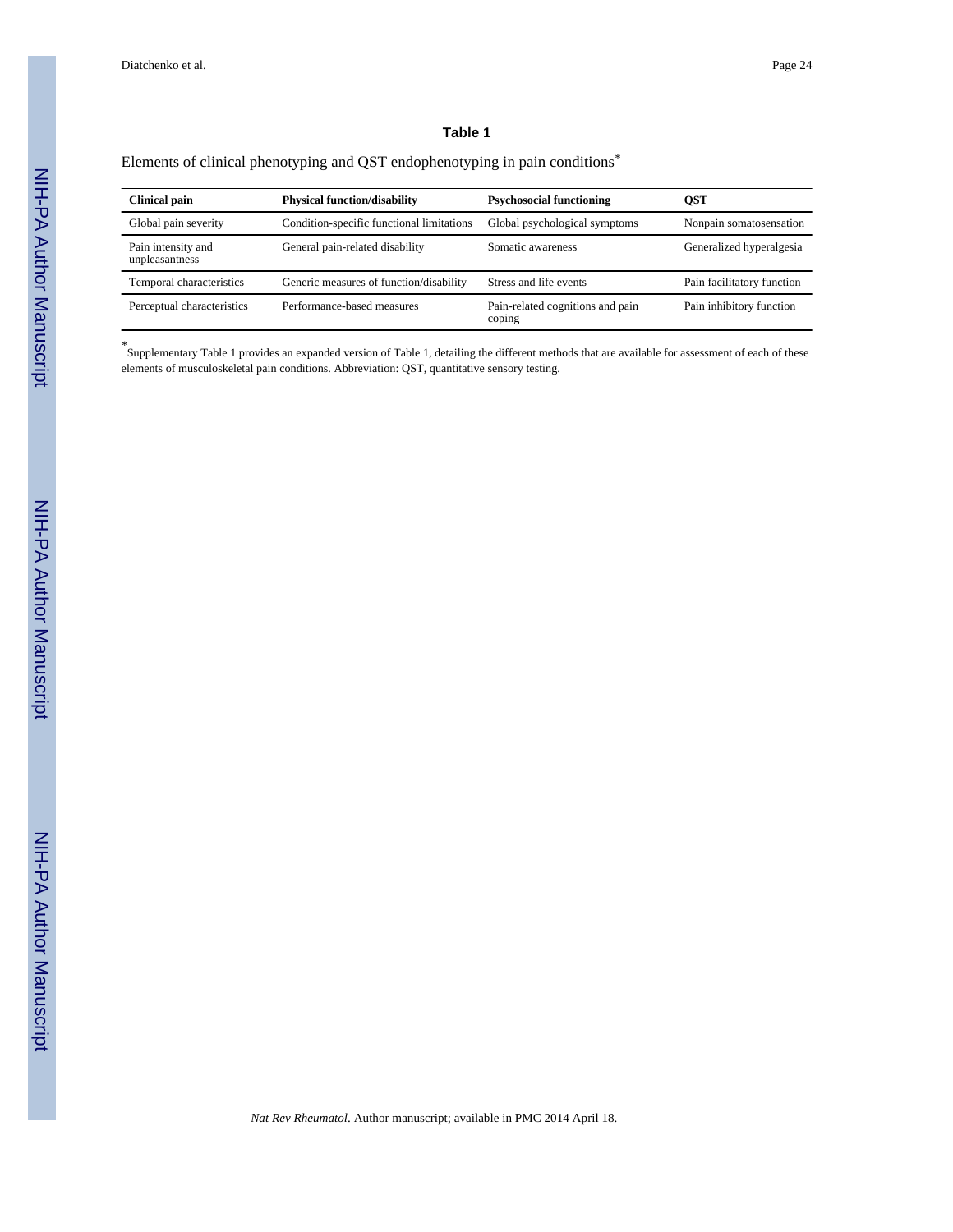### Table 1

Elements of clinical phenotyping and QST endophenotyping in pain conditions*

| Clinical pain | Physical function/disability | Psychosocial functioning | QST |
|---|---|---|---|
| Global pain severity | Condition-specific functional limitations | Global psychological symptoms | Nonpain somatosensation |
| Pain intensity and unpleasantness | General pain-related disability | Somatic awareness | Generalized hyperalgesia |
| Temporal characteristics | Generic measures of function/disability | Stress and life events | Pain facilitatory function |
| Perceptual characteristics | Performance-based measures | Pain-related cognitions and pain coping | Pain inhibitory function |

*Supplementary Table 1 provides an expanded version of Table 1, detailing the different methods that are available for assessment of each of these elements of musculoskeletal pain conditions. Abbreviation: QST, quantitative sensory testing.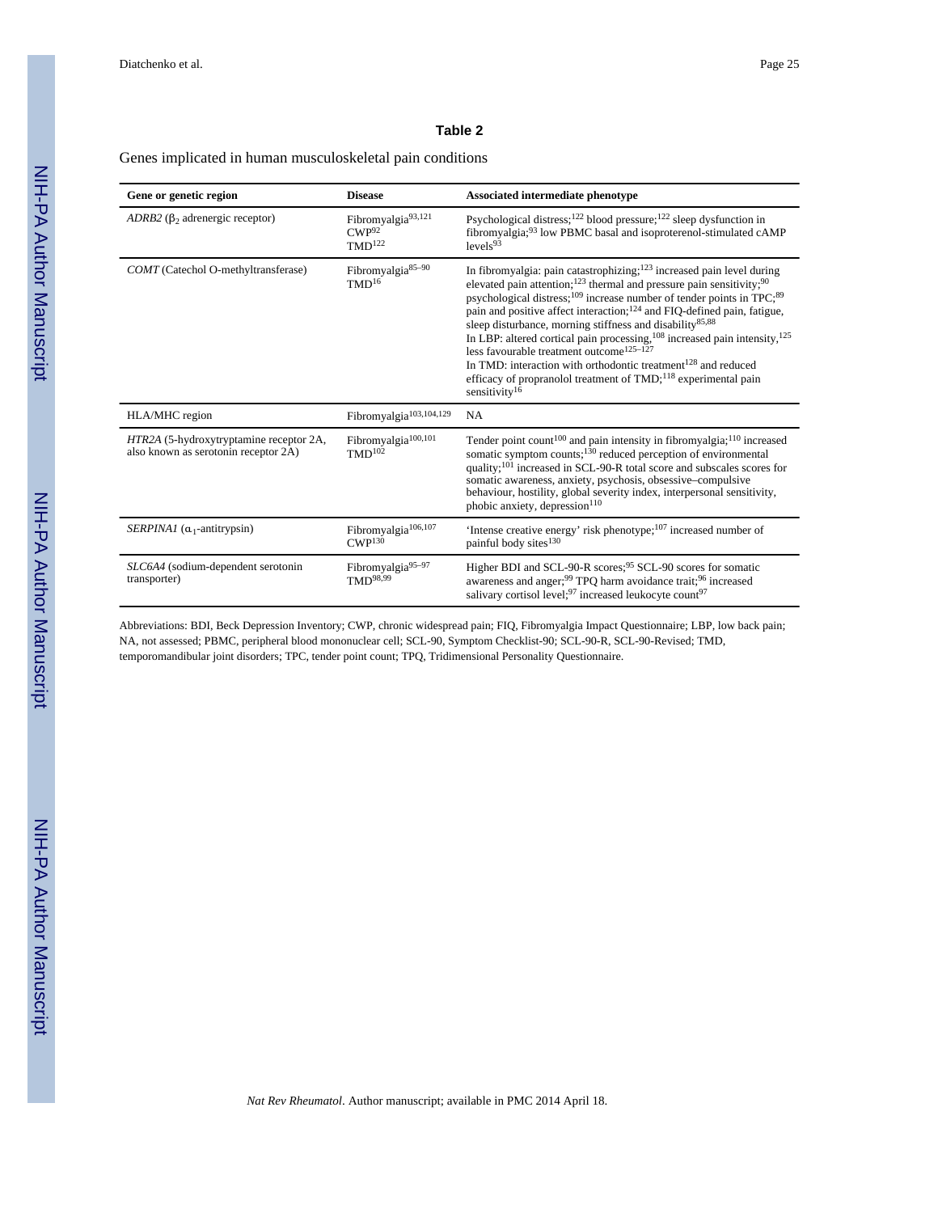**Table 2**

Genes implicated in human musculoskeletal pain conditions

| Gene or genetic region | Disease | Associated intermediate phenotype |
|---|---|---|
| *ADRB2* ($\beta_2$ adrenergic receptor) | Fibromyalgia[93,121]<br>CWP[92]<br>TMD[122] | Psychological distress;[122] blood pressure;[122] sleep dysfunction in fibromyalgia;[93] low PBMC basal and isoproterenol-stimulated cAMP levels[93] |
| *COMT* (Catechol O-methyltransferase) | Fibromyalgia[85–90]<br>TMD[16] | In fibromyalgia: pain catastrophizing;[123] increased pain level during elevated pain attention;[123] thermal and pressure pain sensitivity;[90] psychological distress;[109] increase number of tender points in TPC;[89] pain and positive affect interaction;[124] and FIQ-defined pain, fatigue, sleep disturbance, morning stiffness and disability[85,88]<br>In LBP: altered cortical pain processing,[108] increased pain intensity,[125] less favourable treatment outcome[125–127]<br>In TMD: interaction with orthodontic treatment[128] and reduced efficacy of propranolol treatment of TMD;[118] experimental pain sensitivity[16] |
| HLA/MHC region | Fibromyalgia[103,104,129] | NA |
| *HTR2A* (5-hydroxytryptamine receptor 2A, also known as serotonin receptor 2A) | Fibromyalgia[100,101]<br>TMD[102] | Tender point count[100] and pain intensity in fibromyalgia;[110] increased somatic symptom counts;[130] reduced perception of environmental quality;[101] increased in SCL-90-R total score and subscales scores for somatic awareness, anxiety, psychosis, obsessive–compulsive behaviour, hostility, global severity index, interpersonal sensitivity, phobic anxiety, depression[110] |
| *SERPINA1* ($\alpha_1$-antitrypsin) | Fibromyalgia[106,107]<br>CWP[130] | 'Intense creative energy' risk phenotype;[107] increased number of painful body sites[130] |
| *SLC6A4* (sodium-dependent serotonin transporter) | Fibromyalgia[95–97]<br>TMD[98,99] | Higher BDI and SCL-90-R scores;[95] SCL-90 scores for somatic awareness and anger;[99] TPQ harm avoidance trait;[96] increased salivary cortisol level;[97] increased leukocyte count[97] |

Abbreviations: BDI, Beck Depression Inventory; CWP, chronic widespread pain; FIQ, Fibromyalgia Impact Questionnaire; LBP, low back pain; NA, not assessed; PBMC, peripheral blood mononuclear cell; SCL-90, Symptom Checklist-90; SCL-90-R, SCL-90-Revised; TMD, temporomandibular joint disorders; TPC, tender point count; TPQ, Tridimensional Personality Questionnaire.